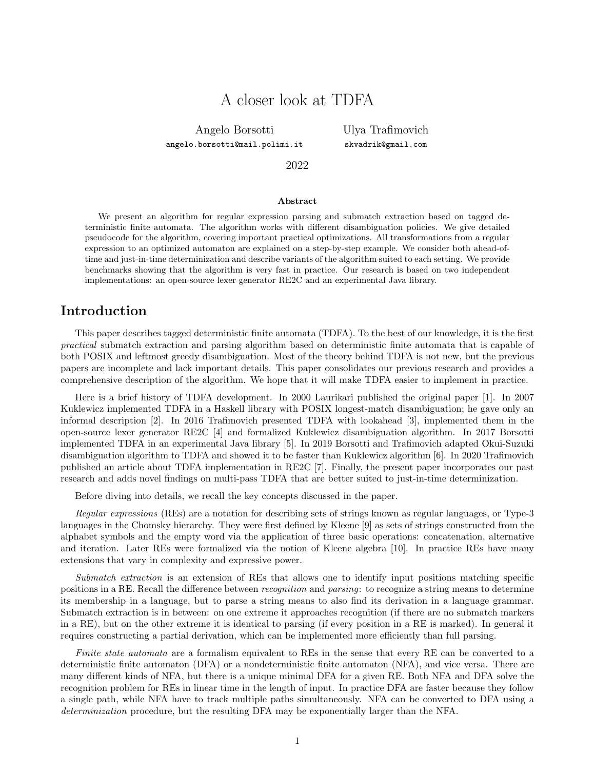# A closer look at TDFA

Angelo Borsotti
angelo.borsotti@mail.polimi.it

Ulya Trafimovich
skvadrik@gmail.com

2022

**Abstract**

We present an algorithm for regular expression parsing and submatch extraction based on tagged deterministic finite automata. The algorithm works with different disambiguation policies. We give detailed pseudocode for the algorithm, covering important practical optimizations. All transformations from a regular expression to an optimized automaton are explained on a step-by-step example. We consider both ahead-of-time and just-in-time determinization and describe variants of the algorithm suited to each setting. We provide benchmarks showing that the algorithm is very fast in practice. Our research is based on two independent implementations: an open-source lexer generator RE2C and an experimental Java library.

## Introduction

This paper describes tagged deterministic finite automata (TDFA). To the best of our knowledge, it is the first *practical* submatch extraction and parsing algorithm based on deterministic finite automata that is capable of both POSIX and leftmost greedy disambiguation. Most of the theory behind TDFA is not new, but the previous papers are incomplete and lack important details. This paper consolidates our previous research and provides a comprehensive description of the algorithm. We hope that it will make TDFA easier to implement in practice.

Here is a brief history of TDFA development. In 2000 Laurikari published the original paper [1]. In 2007 Kuklewicz implemented TDFA in a Haskell library with POSIX longest-match disambiguation; he gave only an informal description [2]. In 2016 Trafimovich presented TDFA with lookahead [3], implemented them in the open-source lexer generator RE2C [4] and formalized Kuklewicz disambiguation algorithm. In 2017 Borsotti implemented TDFA in an experimental Java library [5]. In 2019 Borsotti and Trafimovich adapted Okui-Suzuki disambiguation algorithm to TDFA and showed it to be faster than Kuklewicz algorithm [6]. In 2020 Trafimovich published an article about TDFA implementation in RE2C [7]. Finally, the present paper incorporates our past research and adds novel findings on multi-pass TDFA that are better suited to just-in-time determinization.

Before diving into details, we recall the key concepts discussed in the paper.

*Regular expressions* (REs) are a notation for describing sets of strings known as regular languages, or Type-3 languages in the Chomsky hierarchy. They were first defined by Kleene [9] as sets of strings constructed from the alphabet symbols and the empty word via the application of three basic operations: concatenation, alternative and iteration. Later REs were formalized via the notion of Kleene algebra [10]. In practice REs have many extensions that vary in complexity and expressive power.

*Submatch extraction* is an extension of REs that allows one to identify input positions matching specific positions in a RE. Recall the difference between *recognition* and *parsing*: to recognize a string means to determine its membership in a language, but to parse a string means to also find its derivation in a language grammar. Submatch extraction is in between: on one extreme it approaches recognition (if there are no submatch markers in a RE), but on the other extreme it is identical to parsing (if every position in a RE is marked). In general it requires constructing a partial derivation, which can be implemented more efficiently than full parsing.

*Finite state automata* are a formalism equivalent to REs in the sense that every RE can be converted to a deterministic finite automaton (DFA) or a nondeterministic finite automaton (NFA), and vice versa. There are many different kinds of NFA, but there is a unique minimal DFA for a given RE. Both NFA and DFA solve the recognition problem for REs in linear time in the length of input. In practice DFA are faster because they follow a single path, while NFA have to track multiple paths simultaneously. NFA can be converted to DFA using a *determinization* procedure, but the resulting DFA may be exponentially larger than the NFA.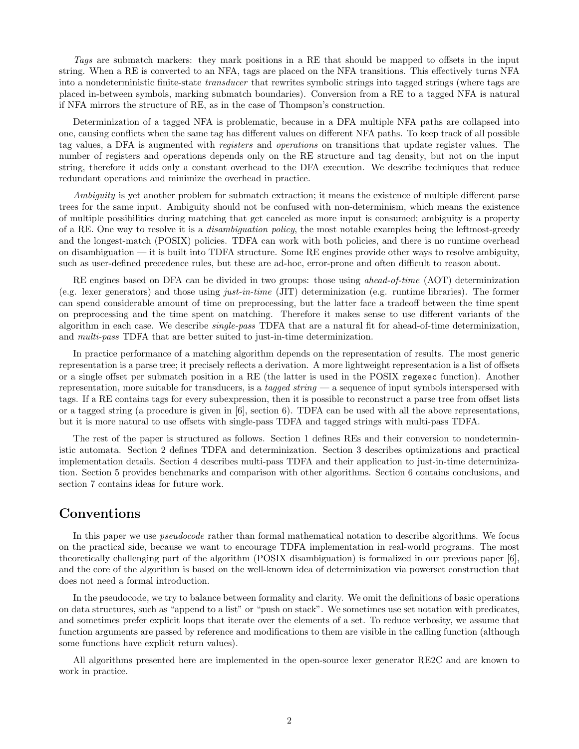*Tags* are submatch markers: they mark positions in a RE that should be mapped to offsets in the input string. When a RE is converted to an NFA, tags are placed on the NFA transitions. This effectively turns NFA into a nondeterministic finite-state *transducer* that rewrites symbolic strings into tagged strings (where tags are placed in-between symbols, marking submatch boundaries). Conversion from a RE to a tagged NFA is natural if NFA mirrors the structure of RE, as in the case of Thompson's construction.

Determinization of a tagged NFA is problematic, because in a DFA multiple NFA paths are collapsed into one, causing conflicts when the same tag has different values on different NFA paths. To keep track of all possible tag values, a DFA is augmented with *registers* and *operations* on transitions that update register values. The number of registers and operations depends only on the RE structure and tag density, but not on the input string, therefore it adds only a constant overhead to the DFA execution. We describe techniques that reduce redundant operations and minimize the overhead in practice.

*Ambiguity* is yet another problem for submatch extraction; it means the existence of multiple different parse trees for the same input. Ambiguity should not be confused with non-determinism, which means the existence of multiple possibilities during matching that get canceled as more input is consumed; ambiguity is a property of a RE. One way to resolve it is a *disambiguation policy*, the most notable examples being the leftmost-greedy and the longest-match (POSIX) policies. TDFA can work with both policies, and there is no runtime overhead on disambiguation — it is built into TDFA structure. Some RE engines provide other ways to resolve ambiguity, such as user-defined precedence rules, but these are ad-hoc, error-prone and often difficult to reason about.

RE engines based on DFA can be divided in two groups: those using *ahead-of-time* (AOT) determinization (e.g. lexer generators) and those using *just-in-time* (JIT) determinization (e.g. runtime libraries). The former can spend considerable amount of time on preprocessing, but the latter face a tradeoff between the time spent on preprocessing and the time spent on matching. Therefore it makes sense to use different variants of the algorithm in each case. We describe *single-pass* TDFA that are a natural fit for ahead-of-time determinization, and *multi-pass* TDFA that are better suited to just-in-time determinization.

In practice performance of a matching algorithm depends on the representation of results. The most generic representation is a parse tree; it precisely reflects a derivation. A more lightweight representation is a list of offsets or a single offset per submatch position in a RE (the latter is used in the POSIX `regexec` function). Another representation, more suitable for transducers, is a *tagged string* — a sequence of input symbols interspersed with tags. If a RE contains tags for every subexpression, then it is possible to reconstruct a parse tree from offset lists or a tagged string (a procedure is given in [6], section 6). TDFA can be used with all the above representations, but it is more natural to use offsets with single-pass TDFA and tagged strings with multi-pass TDFA.

The rest of the paper is structured as follows. Section 1 defines REs and their conversion to nondeterministic automata. Section 2 defines TDFA and determinization. Section 3 describes optimizations and practical implementation details. Section 4 describes multi-pass TDFA and their application to just-in-time determinization. Section 5 provides benchmarks and comparison with other algorithms. Section 6 contains conclusions, and section 7 contains ideas for future work.

## Conventions

In this paper we use *pseudocode* rather than formal mathematical notation to describe algorithms. We focus on the practical side, because we want to encourage TDFA implementation in real-world programs. The most theoretically challenging part of the algorithm (POSIX disambiguation) is formalized in our previous paper [6], and the core of the algorithm is based on the well-known idea of determinization via powerset construction that does not need a formal introduction.

In the pseudocode, we try to balance between formality and clarity. We omit the definitions of basic operations on data structures, such as "append to a list" or "push on stack". We sometimes use set notation with predicates, and sometimes prefer explicit loops that iterate over the elements of a set. To reduce verbosity, we assume that function arguments are passed by reference and modifications to them are visible in the calling function (although some functions have explicit return values).

All algorithms presented here are implemented in the open-source lexer generator RE2C and are known to work in practice.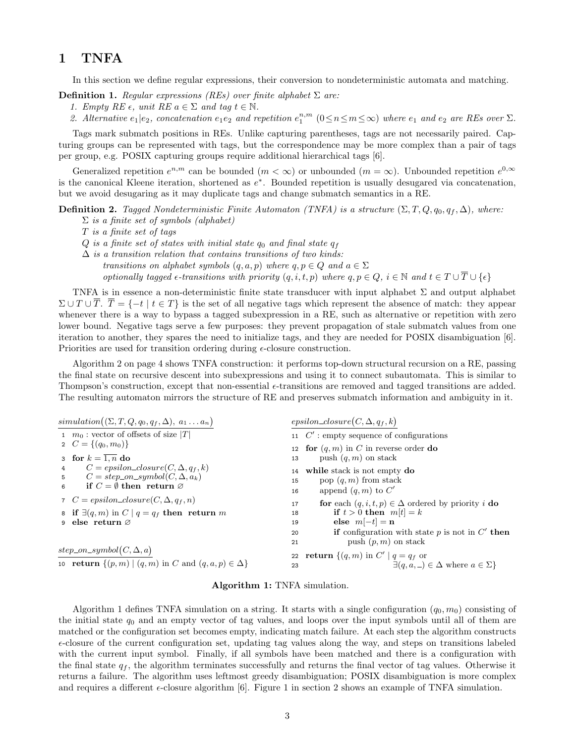# 1 TNFA

In this section we define regular expressions, their conversion to nondeterministic automata and matching.

**Definition 1.** *Regular expressions (REs) over finite alphabet $\Sigma$ are:*

1. *Empty RE $\epsilon$, unit RE $a \in \Sigma$ and tag $t \in \mathbb{N}$.*
2. *Alternative $e_1|e_2$, concatenation $e_1 e_2$ and repetition $e_1^{n,m}$ $(0 \leq n \leq m \leq \infty)$ where $e_1$ and $e_2$ are REs over $\Sigma$.*

Tags mark submatch positions in REs. Unlike capturing parentheses, tags are not necessarily paired. Capturing groups can be represented with tags, but the correspondence may be more complex than a pair of tags per group, e.g. POSIX capturing groups require additional hierarchical tags [6].

Generalized repetition $e^{n,m}$ can be bounded $(m < \infty)$ or unbounded $(m = \infty)$. Unbounded repetition $e^{0,\infty}$ is the canonical Kleene iteration, shortened as $e^*$. Bounded repetition is usually desugared via concatenation, but we avoid desugaring as it may duplicate tags and change submatch semantics in a RE.

**Definition 2.** *Tagged Nondeterministic Finite Automaton (TNFA) is a structure $(\Sigma, T, Q, q_0, q_f, \Delta)$, where:*

*$\Sigma$ is a finite set of symbols (alphabet)*
*$T$ is a finite set of tags*
*$Q$ is a finite set of states with initial state $q_0$ and final state $q_f$*
*$\Delta$ is a transition relation that contains transitions of two kinds:*
*transitions on alphabet symbols $(q, a, p)$ where $q, p \in Q$ and $a \in \Sigma$*
*optionally tagged $\epsilon$-transitions with priority $(q, i, t, p)$ where $q, p \in Q$, $i \in \mathbb{N}$ and $t \in T \cup \overline{T} \cup \{\epsilon\}$*

TNFA is in essence a non-deterministic finite state transducer with input alphabet $\Sigma$ and output alphabet $\Sigma \cup T \cup \overline{T}$. $\overline{T} = \{-t \mid t \in T\}$ is the set of all negative tags which represent the absence of match: they appear whenever there is a way to bypass a tagged subexpression in a RE, such as alternative or repetition with zero lower bound. Negative tags serve a few purposes: they prevent propagation of stale submatch values from one iteration to another, they spares the need to initialize tags, and they are needed for POSIX disambiguation [6]. Priorities are used for transition ordering during $\epsilon$-closure construction.

Algorithm 2 on page 4 shows TNFA construction: it performs top-down structural recursion on a RE, passing the final state on recursive descent into subexpressions and using it to connect subautomata. This is similar to Thompson's construction, except that non-essential $\epsilon$-transitions are removed and tagged transitions are added. The resulting automaton mirrors the structure of RE and preserves submatch information and ambiguity in it.

```
simulation((Σ, T, Q, q0, qf, Δ), a1 ... an)
 1  m0 : vector of offsets of size |T|
 2  C = {(q0, m0)}
 3  for k = 1,n do
 4      C = epsilon_closure(C, Δ, qf, k)
 5      C = step_on_symbol(C, Δ, ak)
 6      if C = ∅ then return ∅
 7  C = epsilon_closure(C, Δ, qf, n)
 8  if ∃(q, m) in C | q = qf then return m
 9  else return ∅

step_on_symbol(C, Δ, a)
10  return {(p, m) | (q, m) in C and (q, a, p) ∈ Δ}

epsilon_closure(C, Δ, qf, k)
11  C' : empty sequence of configurations
12  for (q, m) in C in reverse order do
13      push (q, m) on stack
14  while stack is not empty do
15      pop (q, m) from stack
16      append (q, m) to C'
17      for each (q, i, t, p) ∈ Δ ordered by priority i do
18          if t > 0 then m[t] = k
19          else m[−t] = n
20          if configuration with state p is not in C' then
21              push (p, m) on stack
22  return {(q, m) in C' | q = qf or
23                          ∃(q, a, _) ∈ Δ where a ∈ Σ}
```

**Algorithm 1:** TNFA simulation.

Algorithm 1 defines TNFA simulation on a string. It starts with a single configuration $(q_0, m_0)$ consisting of the initial state $q_0$ and an empty vector of tag values, and loops over the input symbols until all of them are matched or the configuration set becomes empty, indicating match failure. At each step the algorithm constructs $\epsilon$-closure of the current configuration set, updating tag values along the way, and steps on transitions labeled with the current input symbol. Finally, if all symbols have been matched and there is a configuration with the final state $q_f$, the algorithm terminates successfully and returns the final vector of tag values. Otherwise it returns a failure. The algorithm uses leftmost greedy disambiguation; POSIX disambiguation is more complex and requires a different $\epsilon$-closure algorithm [6]. Figure 1 in section 2 shows an example of TNFA simulation.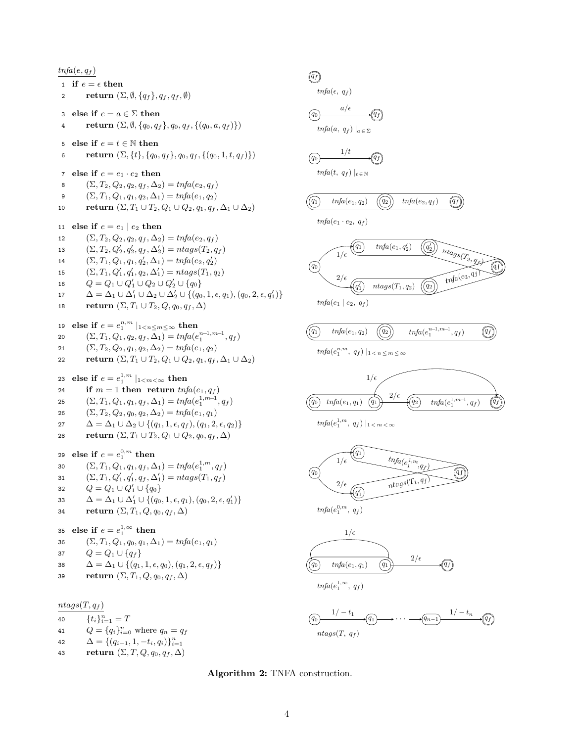$tnfa(e, q_f)$

```
1  if e = ε then
2      return (Σ, ∅, {q_f}, q_f, q_f, ∅)
3  else if e = a ∈ Σ then
4      return (Σ, ∅, {q_0, q_f}, q_0, q_f, {(q_0, a, q_f)})
5  else if e = t ∈ ℕ then
6      return (Σ, {t}, {q_0, q_f}, q_0, q_f, {(q_0, 1, t, q_f)})
7  else if e = e_1 · e_2 then
8      (Σ, T_2, Q_2, q_2, q_f, Δ_2) = tnfa(e_2, q_f)
9      (Σ, T_1, Q_1, q_1, q_2, Δ_1) = tnfa(e_1, q_2)
10     return (Σ, T_1 ∪ T_2, Q_1 ∪ Q_2, q_1, q_f, Δ_1 ∪ Δ_2)
11 else if e = e_1 | e_2 then
12     (Σ, T_2, Q_2, q_2, q_f, Δ_2) = tnfa(e_2, q_f)
13     (Σ, T_2, Q'_2, q'_2, q_f, Δ'_2) = ntags(T_2, q_f)
14     (Σ, T_1, Q_1, q_1, q'_2, Δ_1) = tnfa(e_2, q'_2)
15     (Σ, T_1, Q'_1, q'_1, q_2, Δ'_1) = ntags(T_1, q_2)
16     Q = Q_1 ∪ Q'_1 ∪ Q_2 ∪ Q'_2 ∪ {q_0}
17     Δ = Δ_1 ∪ Δ'_1 ∪ Δ_2 ∪ Δ'_2 ∪ {(q_0, 1, ε, q_1), (q_0, 2, ε, q'_1)}
18     return (Σ, T_1 ∪ T_2, Q, q_0, q_f, Δ)
19 else if e = e_1^{n,m} |_{1<n≤m≤∞} then
20     (Σ, T_1, Q_1, q_2, q_f, Δ_1) = tnfa(e_1^{n-1,m-1}, q_f)
21     (Σ, T_2, Q_2, q_1, q_2, Δ_2) = tnfa(e_1, q_2)
22     return (Σ, T_1 ∪ T_2, Q_1 ∪ Q_2, q_1, q_f, Δ_1 ∪ Δ_2)
23 else if e = e_1^{1,m} |_{1<m<∞} then
24     if m = 1 then return tnfa(e_1, q_f)
25     (Σ, T_1, Q_1, q_1, q_f, Δ_1) = tnfa(e_1^{1,m-1}, q_f)
26     (Σ, T_2, Q_2, q_0, q_2, Δ_2) = tnfa(e_1, q_1)
27     Δ = Δ_1 ∪ Δ_2 ∪ {(q_1, 1, ε, q_f), (q_1, 2, ε, q_2)}
28     return (Σ, T_1 ∪ T_2, Q_1 ∪ Q_2, q_0, q_f, Δ)
29 else if e = e_1^{0,m} then
30     (Σ, T_1, Q_1, q_1, q_f, Δ_1) = tnfa(e_1^{1,m}, q_f)
31     (Σ, T_1, Q'_1, q'_1, q_f, Δ'_1) = ntags(T_1, q_f)
32     Q = Q_1 ∪ Q'_1 ∪ {q_0}
33     Δ = Δ_1 ∪ Δ'_1 ∪ {(q_0, 1, ε, q_1), (q_0, 2, ε, q'_1)}
34     return (Σ, T_1, Q, q_0, q_f, Δ)
35 else if e = e_1^{1,∞} then
36     (Σ, T_1, Q_1, q_0, q_1, Δ_1) = tnfa(e_1, q_1)
37     Q = Q_1 ∪ {q_f}
38     Δ = Δ_1 ∪ {(q_1, 1, ε, q_0), (q_1, 2, ε, q_f)}
39     return (Σ, T_1, Q, q_0, q_f, Δ)
```

$ntags(T, q_f)$

```
40     {t_i}_{i=1}^n = T
41     Q = {q_i}_{i=0}^n where q_n = q_f
42     Δ = {(q_{i-1}, 1, -t_i, q_i)}_{i=1}^n
43     return (Σ, T, Q, q_0, q_f, Δ)
```

$tnfa(\epsilon,\ q_f)$

$tnfa(a,\ q_f)\ |_{a \in \Sigma}$

$tnfa(t,\ q_f)\ |_{t \in \mathbb{N}}$

$tnfa(e_1 \cdot e_2,\ q_f)$

$tnfa(e_1 \mid e_2,\ q_f)$

$tnfa(e_1^{n,m},\ q_f)\ |_{1<n\leq m\leq\infty}$

$tnfa(e_1^{1,m},\ q_f)\ |_{1<m<\infty}$

$tnfa(e_1^{0,m},\ q_f)$

$tnfa(e_1^{1,\infty},\ q_f)$

$ntags(T,\ q_f)$

**Algorithm 2:** TNFA construction.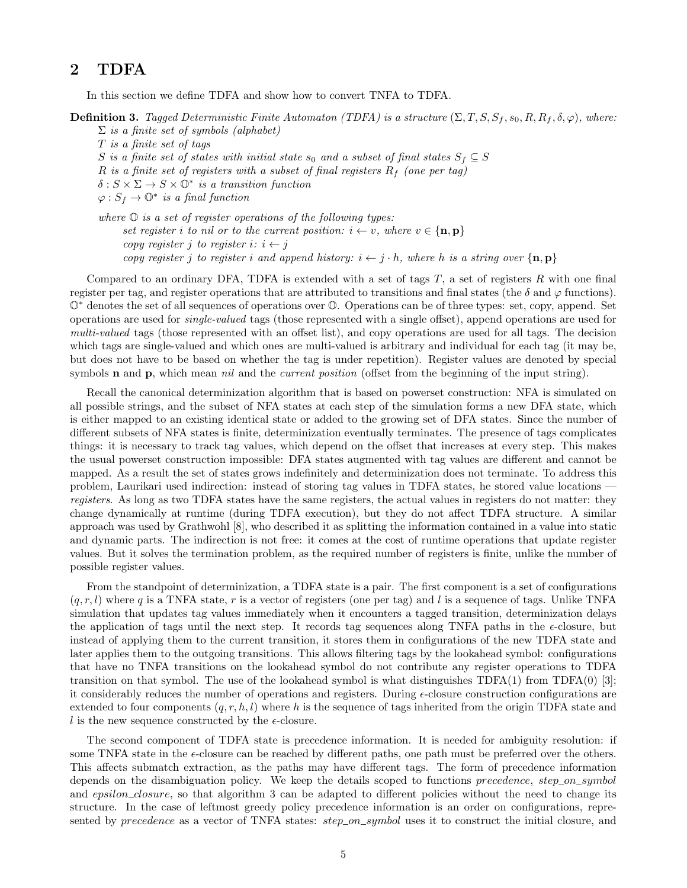## 2 TDFA

In this section we define TDFA and show how to convert TNFA to TDFA.

**Definition 3.** *Tagged Deterministic Finite Automaton (TDFA) is a structure $(\Sigma, T, S, S_f, s_0, R, R_f, \delta, \varphi)$, where:*
*$\Sigma$ is a finite set of symbols (alphabet)*
*$T$ is a finite set of tags*
*$S$ is a finite set of states with initial state $s_0$ and a subset of final states $S_f \subseteq S$*
*$R$ is a finite set of registers with a subset of final registers $R_f$ (one per tag)*
*$\delta : S \times \Sigma \to S \times \mathbb{O}^*$ is a transition function*
*$\varphi : S_f \to \mathbb{O}^*$ is a final function*

*where $\mathbb{O}$ is a set of register operations of the following types:*
*set register $i$ to nil or to the current position: $i \leftarrow v$, where $v \in \{\mathbf{n}, \mathbf{p}\}$*
*copy register $j$ to register $i$: $i \leftarrow j$*
*copy register $j$ to register $i$ and append history: $i \leftarrow j \cdot h$, where $h$ is a string over $\{\mathbf{n}, \mathbf{p}\}$*

Compared to an ordinary DFA, TDFA is extended with a set of tags $T$, a set of registers $R$ with one final register per tag, and register operations that are attributed to transitions and final states (the $\delta$ and $\varphi$ functions). $\mathbb{O}^*$ denotes the set of all sequences of operations over $\mathbb{O}$. Operations can be of three types: set, copy, append. Set operations are used for *single-valued* tags (those represented with a single offset), append operations are used for *multi-valued* tags (those represented with an offset list), and copy operations are used for all tags. The decision which tags are single-valued and which ones are multi-valued is arbitrary and individual for each tag (it may be, but does not have to be based on whether the tag is under repetition). Register values are denoted by special symbols $\mathbf{n}$ and $\mathbf{p}$, which mean *nil* and the *current position* (offset from the beginning of the input string).

Recall the canonical determinization algorithm that is based on powerset construction: NFA is simulated on all possible strings, and the subset of NFA states at each step of the simulation forms a new DFA state, which is either mapped to an existing identical state or added to the growing set of DFA states. Since the number of different subsets of NFA states is finite, determinization eventually terminates. The presence of tags complicates things: it is necessary to track tag values, which depend on the offset that increases at every step. This makes the usual powerset construction impossible: DFA states augmented with tag values are different and cannot be mapped. As a result the set of states grows indefinitely and determinization does not terminate. To address this problem, Laurikari used indirection: instead of storing tag values in TDFA states, he stored value locations — *registers*. As long as two TDFA states have the same registers, the actual values in registers do not matter: they change dynamically at runtime (during TDFA execution), but they do not affect TDFA structure. A similar approach was used by Grathwohl [8], who described it as splitting the information contained in a value into static and dynamic parts. The indirection is not free: it comes at the cost of runtime operations that update register values. But it solves the termination problem, as the required number of registers is finite, unlike the number of possible register values.

From the standpoint of determinization, a TDFA state is a pair. The first component is a set of configurations $(q, r, l)$ where $q$ is a TNFA state, $r$ is a vector of registers (one per tag) and $l$ is a sequence of tags. Unlike TNFA simulation that updates tag values immediately when it encounters a tagged transition, determinization delays the application of tags until the next step. It records tag sequences along TNFA paths in the $\epsilon$-closure, but instead of applying them to the current transition, it stores them in configurations of the new TDFA state and later applies them to the outgoing transitions. This allows filtering tags by the lookahead symbol: configurations that have no TNFA transitions on the lookahead symbol do not contribute any register operations to TDFA transition on that symbol. The use of the lookahead symbol is what distinguishes TDFA(1) from TDFA(0) [3]; it considerably reduces the number of operations and registers. During $\epsilon$-closure construction configurations are extended to four components $(q, r, h, l)$ where $h$ is the sequence of tags inherited from the origin TDFA state and $l$ is the new sequence constructed by the $\epsilon$-closure.

The second component of TDFA state is precedence information. It is needed for ambiguity resolution: if some TNFA state in the $\epsilon$-closure can be reached by different paths, one path must be preferred over the others. This affects submatch extraction, as the paths may have different tags. The form of precedence information depends on the disambiguation policy. We keep the details scoped to functions *precedence*, *step_on_symbol* and *epsilon_closure*, so that algorithm 3 can be adapted to different policies without the need to change its structure. In the case of leftmost greedy policy precedence information is an order on configurations, represented by *precedence* as a vector of TNFA states: *step_on_symbol* uses it to construct the initial closure, and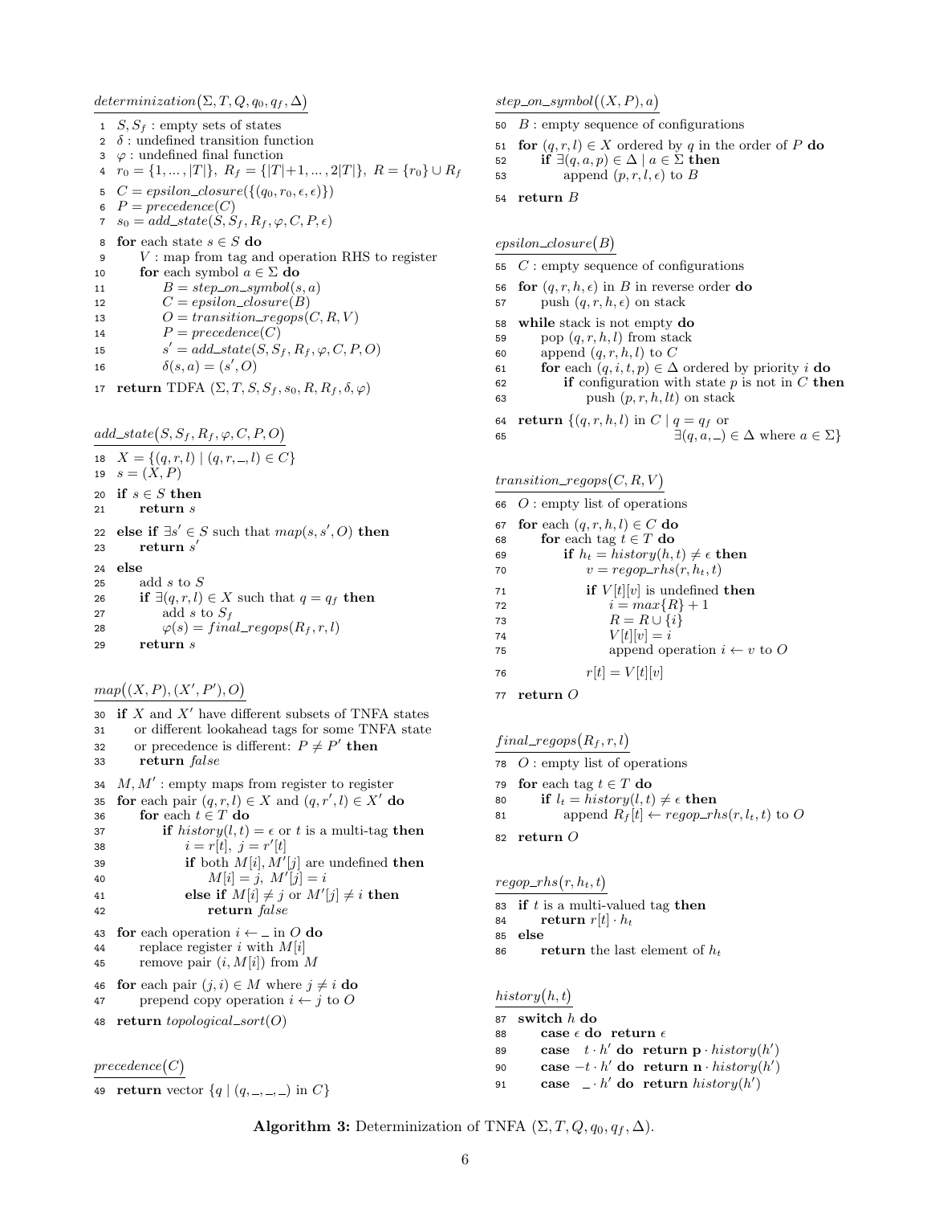```
determinization(Σ, T, Q, q0, qf, Δ)
 1  S, S_f : empty sets of states
 2  δ : undefined transition function
 3  φ : undefined final function
 4  r0 = {1, ..., |T|},  R_f = {|T|+1, ..., 2|T|},  R = {r0} ∪ R_f
 5  C = epsilon_closure({(q0, r0, ε, ε)})
 6  P = precedence(C)
 7  s0 = add_state(S, S_f, R_f, φ, C, P, ε)
 8  for each state s ∈ S do
 9      V : map from tag and operation RHS to register
10      for each symbol a ∈ Σ do
11          B = step_on_symbol(s, a)
12          C = epsilon_closure(B)
13          O = transition_regops(C, R, V)
14          P = precedence(C)
15          s' = add_state(S, S_f, R_f, φ, C, P, O)
16          δ(s, a) = (s', O)
17  return TDFA (Σ, T, S, S_f, s0, R, R_f, δ, φ)

add_state(S, S_f, R_f, φ, C, P, O)
18  X = {(q, r, l) | (q, r, _, l) ∈ C}
19  s = (X, P)
20  if s ∈ S then
21      return s
22  else if ∃s' ∈ S such that map(s, s', O) then
23      return s'
24  else
25      add s to S
26      if ∃(q, r, l) ∈ X such that q = q_f then
27          add s to S_f
28          φ(s) = final_regops(R_f, r, l)
29      return s

map((X, P), (X', P'), O)
30  if X and X' have different subsets of TNFA states
31     or different lookahead tags for some TNFA state
32     or precedence is different: P ≠ P' then
33      return false
34  M, M' : empty maps from register to register
35  for each pair (q, r, l) ∈ X and (q, r', l) ∈ X' do
36      for each t ∈ T do
37          if history(l, t) = ε or t is a multi-tag then
38              i = r[t],  j = r'[t]
39              if both M[i], M'[j] are undefined then
40                  M[i] = j,  M'[j] = i
41              else if M[i] ≠ j or M'[j] ≠ i then
42                  return false
43  for each operation i ← _ in O do
44      replace register i with M[i]
45      remove pair (i, M[i]) from M
46  for each pair (j, i) ∈ M where j ≠ i do
47      prepend copy operation i ← j to O
48  return topological_sort(O)

precedence(C)
49  return vector {q | (q, _, _, _) in C}

step_on_symbol((X, P), a)
50  B : empty sequence of configurations
51  for (q, r, l) ∈ X ordered by q in the order of P do
52      if ∃(q, a, p) ∈ Δ | a ∈ Σ then
53          append (p, r, l, ε) to B
54  return B

epsilon_closure(B)
55  C : empty sequence of configurations
56  for (q, r, h, ε) in B in reverse order do
57      push (q, r, h, ε) on stack
58  while stack is not empty do
59      pop (q, r, h, l) from stack
60      append (q, r, h, l) to C
61      for each (q, i, t, p) ∈ Δ ordered by priority i do
62          if configuration with state p is not in C then
63              push (p, r, h, lt) on stack
64  return {(q, r, h, l) in C | q = q_f or
65                              ∃(q, a, _) ∈ Δ where a ∈ Σ}

transition_regops(C, R, V)
66  O : empty list of operations
67  for each (q, r, h, l) ∈ C do
68      for each tag t ∈ T do
69          if h_t = history(h, t) ≠ ε then
70              v = regop_rhs(r, h_t, t)
71              if V[t][v] is undefined then
72                  i = max{R} + 1
73                  R = R ∪ {i}
74                  V[t][v] = i
75                  append operation i ← v to O
76              r[t] = V[t][v]
77  return O

final_regops(R_f, r, l)
78  O : empty list of operations
79  for each tag t ∈ T do
80      if l_t = history(l, t) ≠ ε then
81          append R_f[t] ← regop_rhs(r, l_t, t) to O
82  return O

regop_rhs(r, h_t, t)
83  if t is a multi-valued tag then
84      return r[t] · h_t
85  else
86      return the last element of h_t

history(h, t)
87  switch h do
88      case ε do  return ε
89      case  t · h' do  return p · history(h')
90      case −t · h' do  return n · history(h')
91      case  _ · h' do  return history(h')
```

**Algorithm 3:** Determinization of TNFA $(\Sigma, T, Q, q_0, q_f, \Delta)$.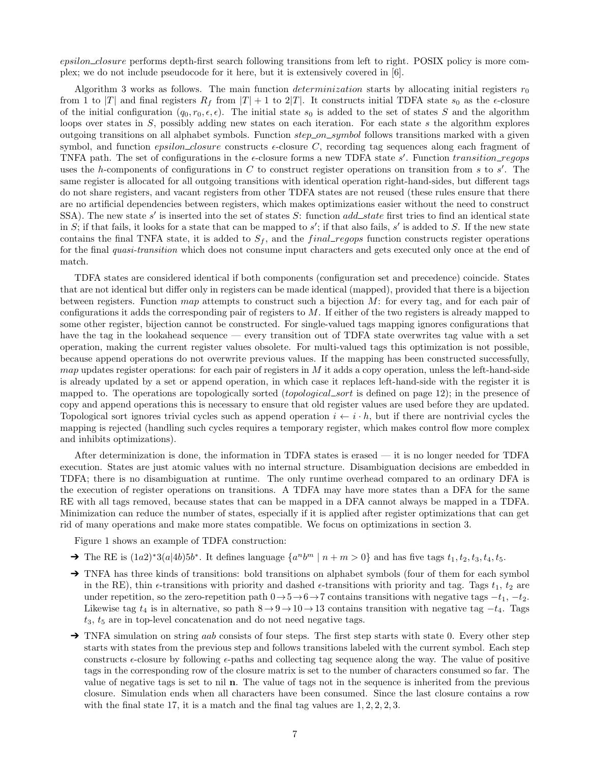*epsilon_closure* performs depth-first search following transitions from left to right. POSIX policy is more complex; we do not include pseudocode for it here, but it is extensively covered in [6].

Algorithm 3 works as follows. The main function *determinization* starts by allocating initial registers $r_0$ from 1 to $|T|$ and final registers $R_f$ from $|T|+1$ to $2|T|$. It constructs initial TDFA state $s_0$ as the $\epsilon$-closure of the initial configuration $(q_0, r_0, \epsilon, \epsilon)$. The initial state $s_0$ is added to the set of states $S$ and the algorithm loops over states in $S$, possibly adding new states on each iteration. For each state $s$ the algorithm explores outgoing transitions on all alphabet symbols. Function *step_on_symbol* follows transitions marked with a given symbol, and function *epsilon_closure* constructs $\epsilon$-closure $C$, recording tag sequences along each fragment of TNFA path. The set of configurations in the $\epsilon$-closure forms a new TDFA state $s'$. Function *transition_regops* uses the $h$-components of configurations in $C$ to construct register operations on transition from $s$ to $s'$. The same register is allocated for all outgoing transitions with identical operation right-hand-sides, but different tags do not share registers, and vacant registers from other TDFA states are not reused (these rules ensure that there are no artificial dependencies between registers, which makes optimizations easier without the need to construct SSA). The new state $s'$ is inserted into the set of states $S$: function *add_state* first tries to find an identical state in $S$; if that fails, it looks for a state that can be mapped to $s'$; if that also fails, $s'$ is added to $S$. If the new state contains the final TNFA state, it is added to $S_f$, and the *final_regops* function constructs register operations for the final *quasi-transition* which does not consume input characters and gets executed only once at the end of match.

TDFA states are considered identical if both components (configuration set and precedence) coincide. States that are not identical but differ only in registers can be made identical (mapped), provided that there is a bijection between registers. Function *map* attempts to construct such a bijection $M$: for every tag, and for each pair of configurations it adds the corresponding pair of registers to $M$. If either of the two registers is already mapped to some other register, bijection cannot be constructed. For single-valued tags mapping ignores configurations that have the tag in the lookahead sequence — every transition out of TDFA state overwrites tag value with a set operation, making the current register values obsolete. For multi-valued tags this optimization is not possible, because append operations do not overwrite previous values. If the mapping has been constructed successfully, *map* updates register operations: for each pair of registers in $M$ it adds a copy operation, unless the left-hand-side is already updated by a set or append operation, in which case it replaces left-hand-side with the register it is mapped to. The operations are topologically sorted (*topological_sort* is defined on page 12); in the presence of copy and append operations this is necessary to ensure that old register values are used before they are updated. Topological sort ignores trivial cycles such as append operation $i \leftarrow i \cdot h$, but if there are nontrivial cycles the mapping is rejected (handling such cycles requires a temporary register, which makes control flow more complex and inhibits optimizations).

After determinization is done, the information in TDFA states is erased — it is no longer needed for TDFA execution. States are just atomic values with no internal structure. Disambiguation decisions are embedded in TDFA; there is no disambiguation at runtime. The only runtime overhead compared to an ordinary DFA is the execution of register operations on transitions. A TDFA may have more states than a DFA for the same RE with all tags removed, because states that can be mapped in a DFA cannot always be mapped in a TDFA. Minimization can reduce the number of states, especially if it is applied after register optimizations that can get rid of many operations and make more states compatible. We focus on optimizations in section 3.

Figure 1 shows an example of TDFA construction:

- The RE is $(1a2)^*3(a|4b)5b^*$. It defines language $\{a^n b^m \mid n+m > 0\}$ and has five tags $t_1, t_2, t_3, t_4, t_5$.
- TNFA has three kinds of transitions: bold transitions on alphabet symbols (four of them for each symbol in the RE), thin $\epsilon$-transitions with priority and dashed $\epsilon$-transitions with priority and tag. Tags $t_1$, $t_2$ are under repetition, so the zero-repetition path $0 \to 5 \to 6 \to 7$ contains transitions with negative tags $-t_1$, $-t_2$. Likewise tag $t_4$ is in alternative, so path $8 \to 9 \to 10 \to 13$ contains transition with negative tag $-t_4$. Tags $t_3$, $t_5$ are in top-level concatenation and do not need negative tags.
- TNFA simulation on string $aab$ consists of four steps. The first step starts with state 0. Every other step starts with states from the previous step and follows transitions labeled with the current symbol. Each step constructs $\epsilon$-closure by following $\epsilon$-paths and collecting tag sequence along the way. The value of positive tags in the corresponding row of the closure matrix is set to the number of characters consumed so far. The value of negative tags is set to nil **n**. The value of tags not in the sequence is inherited from the previous closure. Simulation ends when all characters have been consumed. Since the last closure contains a row with the final state 17, it is a match and the final tag values are $1, 2, 2, 2, 3$.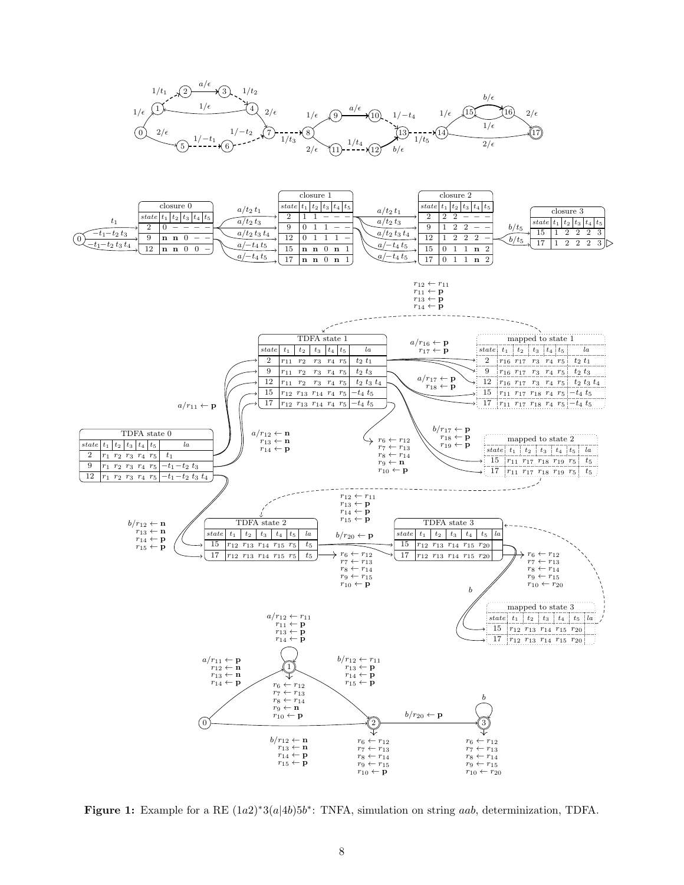**Figure 1:** Example for a RE $(1a2)^*3(a|4b)5b^*$: TNFA, simulation on string $aab$, determinization, TDFA.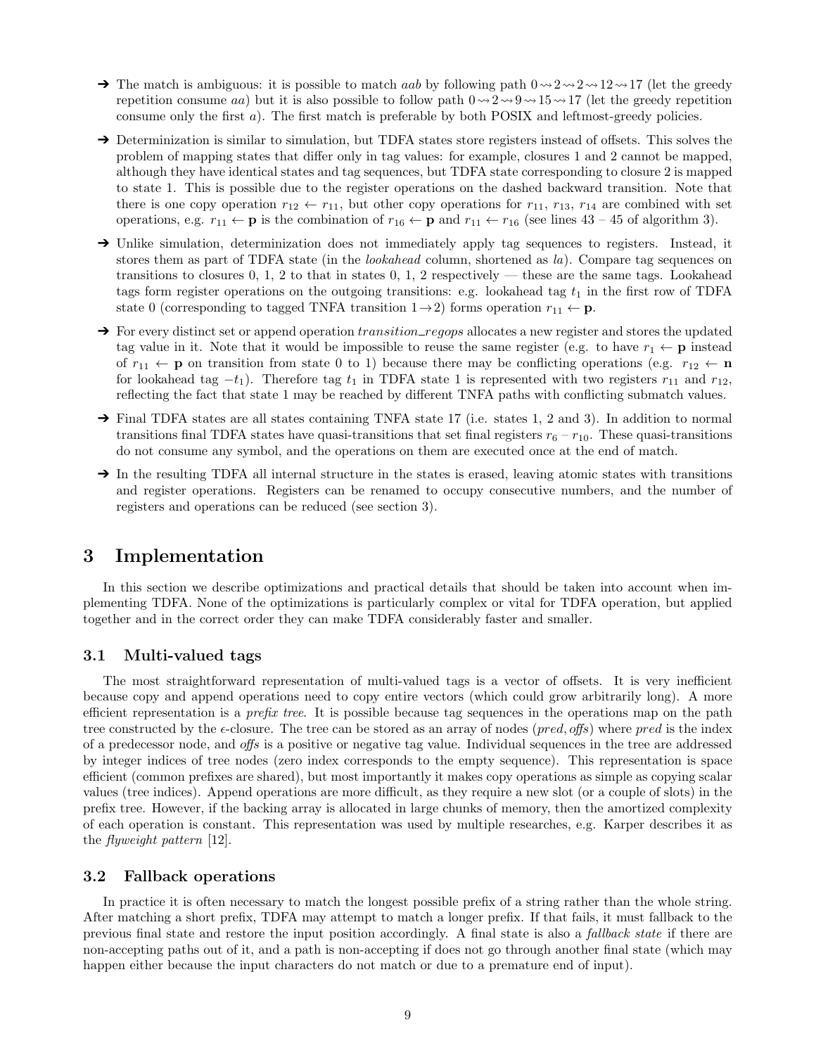- ➔ The match is ambiguous: it is possible to match $aab$ by following path $0 \rightsquigarrow 2 \rightsquigarrow 2 \rightsquigarrow 12 \rightsquigarrow 17$ (let the greedy repetition consume $aa$) but it is also possible to follow path $0 \rightsquigarrow 2 \rightsquigarrow 9 \rightsquigarrow 15 \rightsquigarrow 17$ (let the greedy repetition consume only the first $a$). The first match is preferable by both POSIX and leftmost-greedy policies.

- ➔ Determinization is similar to simulation, but TDFA states store registers instead of offsets. This solves the problem of mapping states that differ only in tag values: for example, closures 1 and 2 cannot be mapped, although they have identical states and tag sequences, but TDFA state corresponding to closure 2 is mapped to state 1. This is possible due to the register operations on the dashed backward transition. Note that there is one copy operation $r_{12} \leftarrow r_{11}$, but other copy operations for $r_{11}$, $r_{13}$, $r_{14}$ are combined with set operations, e.g. $r_{11} \leftarrow \mathbf{p}$ is the combination of $r_{16} \leftarrow \mathbf{p}$ and $r_{11} \leftarrow r_{16}$ (see lines 43 – 45 of algorithm 3).

- ➔ Unlike simulation, determinization does not immediately apply tag sequences to registers. Instead, it stores them as part of TDFA state (in the *lookahead* column, shortened as *la*). Compare tag sequences on transitions to closures 0, 1, 2 to that in states 0, 1, 2 respectively — these are the same tags. Lookahead tags form register operations on the outgoing transitions: e.g. lookahead tag $t_1$ in the first row of TDFA state 0 (corresponding to tagged TNFA transition $1 \rightarrow 2$) forms operation $r_{11} \leftarrow \mathbf{p}$.

- ➔ For every distinct set or append operation *transition_regops* allocates a new register and stores the updated tag value in it. Note that it would be impossible to reuse the same register (e.g. to have $r_1 \leftarrow \mathbf{p}$ instead of $r_{11} \leftarrow \mathbf{p}$ on transition from state 0 to 1) because there may be conflicting operations (e.g. $r_{12} \leftarrow \mathbf{n}$ for lookahead tag $-t_1$). Therefore tag $t_1$ in TDFA state 1 is represented with two registers $r_{11}$ and $r_{12}$, reflecting the fact that state 1 may be reached by different TNFA paths with conflicting submatch values.

- ➔ Final TDFA states are all states containing TNFA state 17 (i.e. states 1, 2 and 3). In addition to normal transitions final TDFA states have quasi-transitions that set final registers $r_6$ – $r_{10}$. These quasi-transitions do not consume any symbol, and the operations on them are executed once at the end of match.

- ➔ In the resulting TDFA all internal structure in the states is erased, leaving atomic states with transitions and register operations. Registers can be renamed to occupy consecutive numbers, and the number of registers and operations can be reduced (see section 3).

# 3 Implementation

In this section we describe optimizations and practical details that should be taken into account when implementing TDFA. None of the optimizations is particularly complex or vital for TDFA operation, but applied together and in the correct order they can make TDFA considerably faster and smaller.

## 3.1 Multi-valued tags

The most straightforward representation of multi-valued tags is a vector of offsets. It is very inefficient because copy and append operations need to copy entire vectors (which could grow arbitrarily long). A more efficient representation is a *prefix tree*. It is possible because tag sequences in the operations map on the path tree constructed by the $\epsilon$-closure. The tree can be stored as an array of nodes $(pred, \mathit{offs})$ where $pred$ is the index of a predecessor node, and $\mathit{offs}$ is a positive or negative tag value. Individual sequences in the tree are addressed by integer indices of tree nodes (zero index corresponds to the empty sequence). This representation is space efficient (common prefixes are shared), but most importantly it makes copy operations as simple as copying scalar values (tree indices). Append operations are more difficult, as they require a new slot (or a couple of slots) in the prefix tree. However, if the backing array is allocated in large chunks of memory, then the amortized complexity of each operation is constant. This representation was used by multiple researches, e.g. Karper describes it as the *flyweight pattern* [12].

## 3.2 Fallback operations

In practice it is often necessary to match the longest possible prefix of a string rather than the whole string. After matching a short prefix, TDFA may attempt to match a longer prefix. If that fails, it must fallback to the previous final state and restore the input position accordingly. A final state is also a *fallback state* if there are non-accepting paths out of it, and a path is non-accepting if does not go through another final state (which may happen either because the input characters do not match or due to a premature end of input).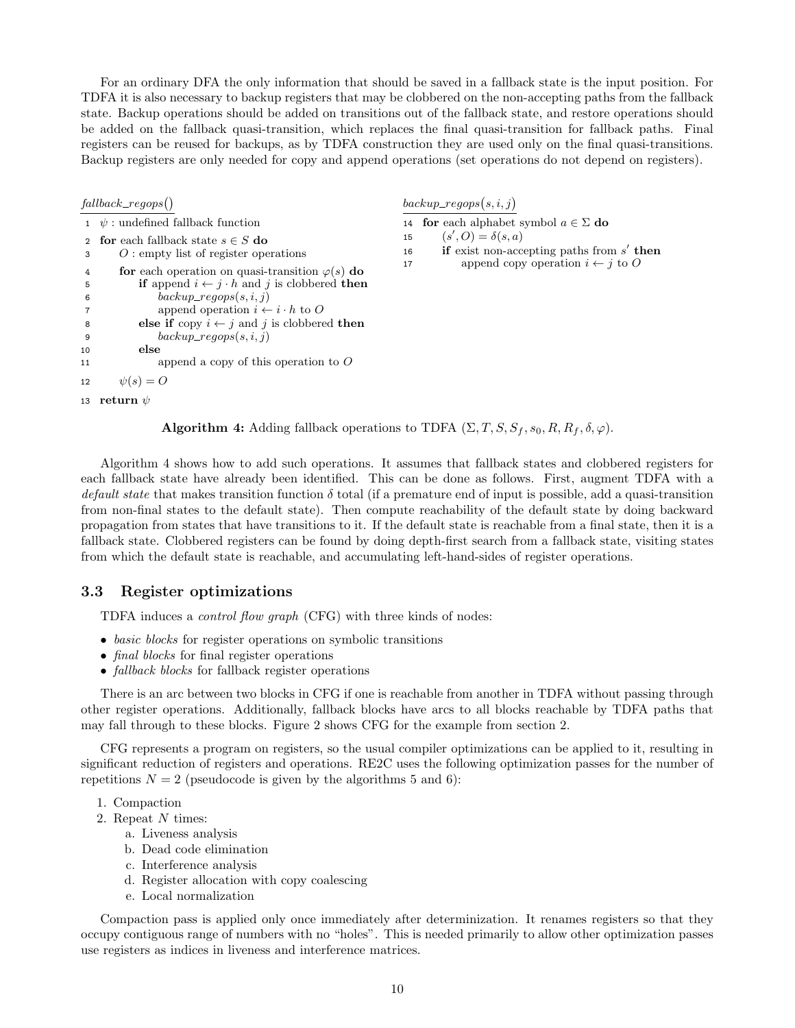For an ordinary DFA the only information that should be saved in a fallback state is the input position. For TDFA it is also necessary to backup registers that may be clobbered on the non-accepting paths from the fallback state. Backup operations should be added on transitions out of the fallback state, and restore operations should be added on the fallback quasi-transition, which replaces the final quasi-transition for fallback paths. Final registers can be reused for backups, as by TDFA construction they are used only on the final quasi-transitions. Backup registers are only needed for copy and append operations (set operations do not depend on registers).

```
fallback_regops()
 1  ψ : undefined fallback function
 2  for each fallback state s ∈ S do
 3      O : empty list of register operations
 4      for each operation on quasi-transition φ(s) do
 5          if append i ← j · h and j is clobbered then
 6              backup_regops(s, i, j)
 7              append operation i ← i · h to O
 8          else if copy i ← j and j is clobbered then
 9              backup_regops(s, i, j)
10          else
11              append a copy of this operation to O
12      ψ(s) = O
13  return ψ

backup_regops(s, i, j)
14  for each alphabet symbol a ∈ Σ do
15      (s', O) = δ(s, a)
16      if exist non-accepting paths from s' then
17          append copy operation i ← j to O
```

**Algorithm 4:** Adding fallback operations to TDFA $(\Sigma, T, S, S_f, s_0, R, R_f, \delta, \varphi)$.

Algorithm 4 shows how to add such operations. It assumes that fallback states and clobbered registers for each fallback state have already been identified. This can be done as follows. First, augment TDFA with a *default state* that makes transition function $\delta$ total (if a premature end of input is possible, add a quasi-transition from non-final states to the default state). Then compute reachability of the default state by doing backward propagation from states that have transitions to it. If the default state is reachable from a final state, then it is a fallback state. Clobbered registers can be found by doing depth-first search from a fallback state, visiting states from which the default state is reachable, and accumulating left-hand-sides of register operations.

## 3.3 Register optimizations

TDFA induces a *control flow graph* (CFG) with three kinds of nodes:

- *basic blocks* for register operations on symbolic transitions
- *final blocks* for final register operations
- *fallback blocks* for fallback register operations

There is an arc between two blocks in CFG if one is reachable from another in TDFA without passing through other register operations. Additionally, fallback blocks have arcs to all blocks reachable by TDFA paths that may fall through to these blocks. Figure 2 shows CFG for the example from section 2.

CFG represents a program on registers, so the usual compiler optimizations can be applied to it, resulting in significant reduction of registers and operations. RE2C uses the following optimization passes for the number of repetitions $N = 2$ (pseudocode is given by the algorithms 5 and 6):

1. Compaction
2. Repeat $N$ times:
   a. Liveness analysis
   b. Dead code elimination
   c. Interference analysis
   d. Register allocation with copy coalescing
   e. Local normalization

Compaction pass is applied only once immediately after determinization. It renames registers so that they occupy contiguous range of numbers with no "holes". This is needed primarily to allow other optimization passes use registers as indices in liveness and interference matrices.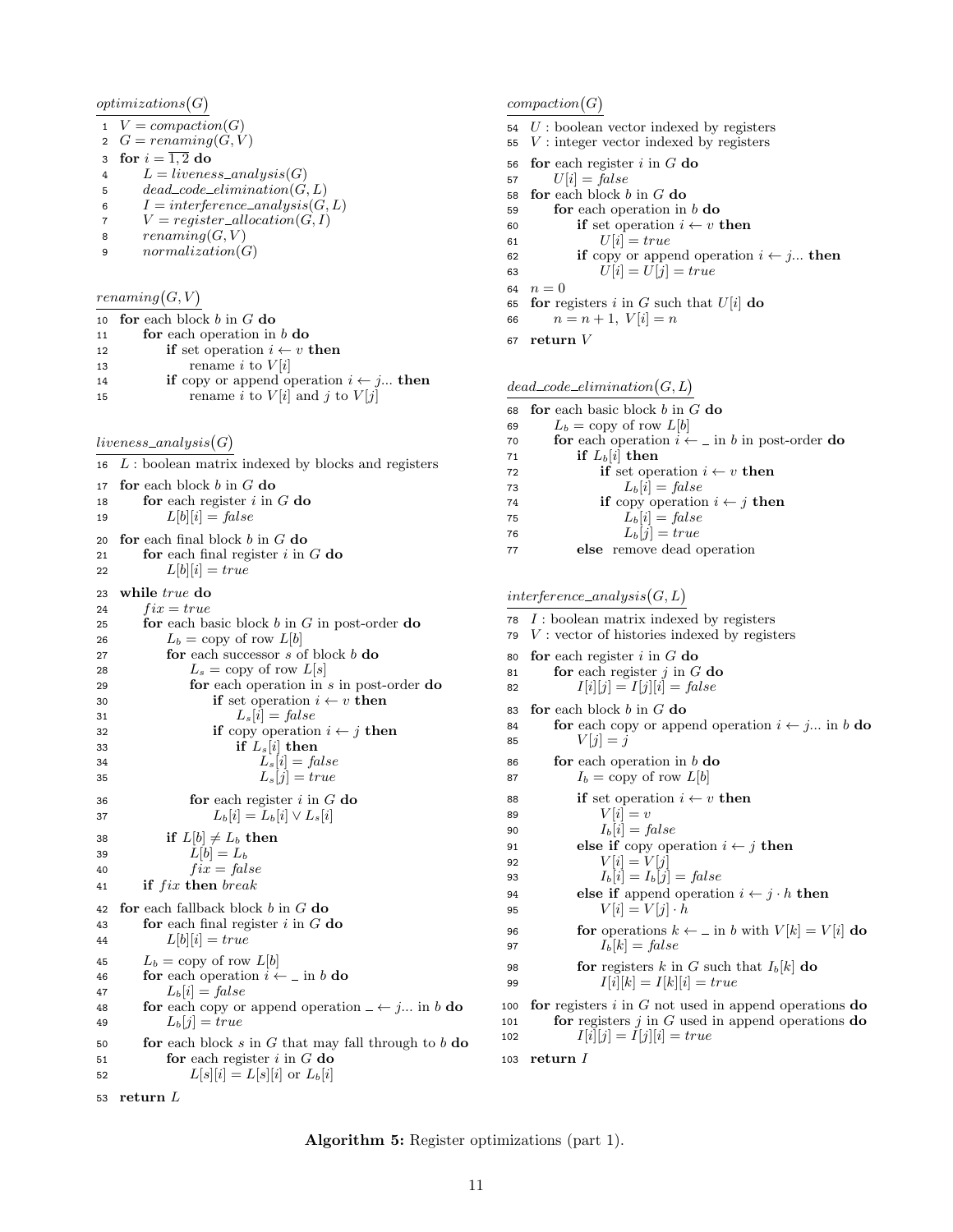```
optimizations(G)
1   V = compaction(G)
2   G = renaming(G, V)
3   for i = 1,2 do
4       L = liveness_analysis(G)
5       dead_code_elimination(G, L)
6       I = interference_analysis(G, L)
7       V = register_allocation(G, I)
8       renaming(G, V)
9       normalization(G)
```

```
renaming(G, V)
10  for each block b in G do
11      for each operation in b do
12          if set operation i ← v then
13              rename i to V[i]
14          if copy or append operation i ← j... then
15              rename i to V[i] and j to V[j]
```

```
liveness_analysis(G)
16  L : boolean matrix indexed by blocks and registers
17  for each block b in G do
18      for each register i in G do
19          L[b][i] = false
20  for each final block b in G do
21      for each final register i in G do
22          L[b][i] = true
23  while true do
24      fix = true
25      for each basic block b in G in post-order do
26          L_b = copy of row L[b]
27          for each successor s of block b do
28              L_s = copy of row L[s]
29              for each operation in s in post-order do
30                  if set operation i ← v then
31                      L_s[i] = false
32                  if copy operation i ← j then
33                      if L_s[i] then
34                          L_s[i] = false
35                          L_s[j] = true
36              for each register i in G do
37                  L_b[i] = L_b[i] ∨ L_s[i]
38          if L[b] ≠ L_b then
39              L[b] = L_b
40              fix = false
41      if fix then break
42  for each fallback block b in G do
43      for each final register i in G do
44          L[b][i] = true
45      L_b = copy of row L[b]
46      for each operation i ← _ in b do
47          L_b[i] = false
48      for each copy or append operation _ ← j... in b do
49          L_b[j] = true
50      for each block s in G that may fall through to b do
51          for each register i in G do
52              L[s][i] = L[s][i] or L_b[i]
53  return L
```

```
compaction(G)
54  U : boolean vector indexed by registers
55  V : integer vector indexed by registers
56  for each register i in G do
57      U[i] = false
58  for each block b in G do
59      for each operation in b do
60          if set operation i ← v then
61              U[i] = true
62          if copy or append operation i ← j... then
63              U[i] = U[j] = true
64  n = 0
65  for registers i in G such that U[i] do
66      n = n + 1, V[i] = n
67  return V
```

```
dead_code_elimination(G, L)
68  for each basic block b in G do
69      L_b = copy of row L[b]
70      for each operation i ← _ in b in post-order do
71          if L_b[i] then
72              if set operation i ← v then
73                  L_b[i] = false
74              if copy operation i ← j then
75                  L_b[i] = false
76                  L_b[j] = true
77          else remove dead operation
```

```
interference_analysis(G, L)
78  I : boolean matrix indexed by registers
79  V : vector of histories indexed by registers
80  for each register i in G do
81      for each register j in G do
82          I[i][j] = I[j][i] = false
83  for each block b in G do
84      for each copy or append operation i ← j... in b do
85          V[j] = j
86      for each operation in b do
87          I_b = copy of row L[b]
88          if set operation i ← v then
89              V[i] = v
90              I_b[i] = false
91          else if copy operation i ← j then
92              V[i] = V[j]
93              I_b[i] = I_b[j] = false
94          else if append operation i ← j · h then
95              V[i] = V[j] · h
96          for operations k ← _ in b with V[k] = V[i] do
97              I_b[k] = false
98          for registers k in G such that I_b[k] do
99              I[i][k] = I[k][i] = true
100 for registers i in G not used in append operations do
101     for registers j in G used in append operations do
102         I[i][j] = I[j][i] = true
103 return I
```

**Algorithm 5:** Register optimizations (part 1).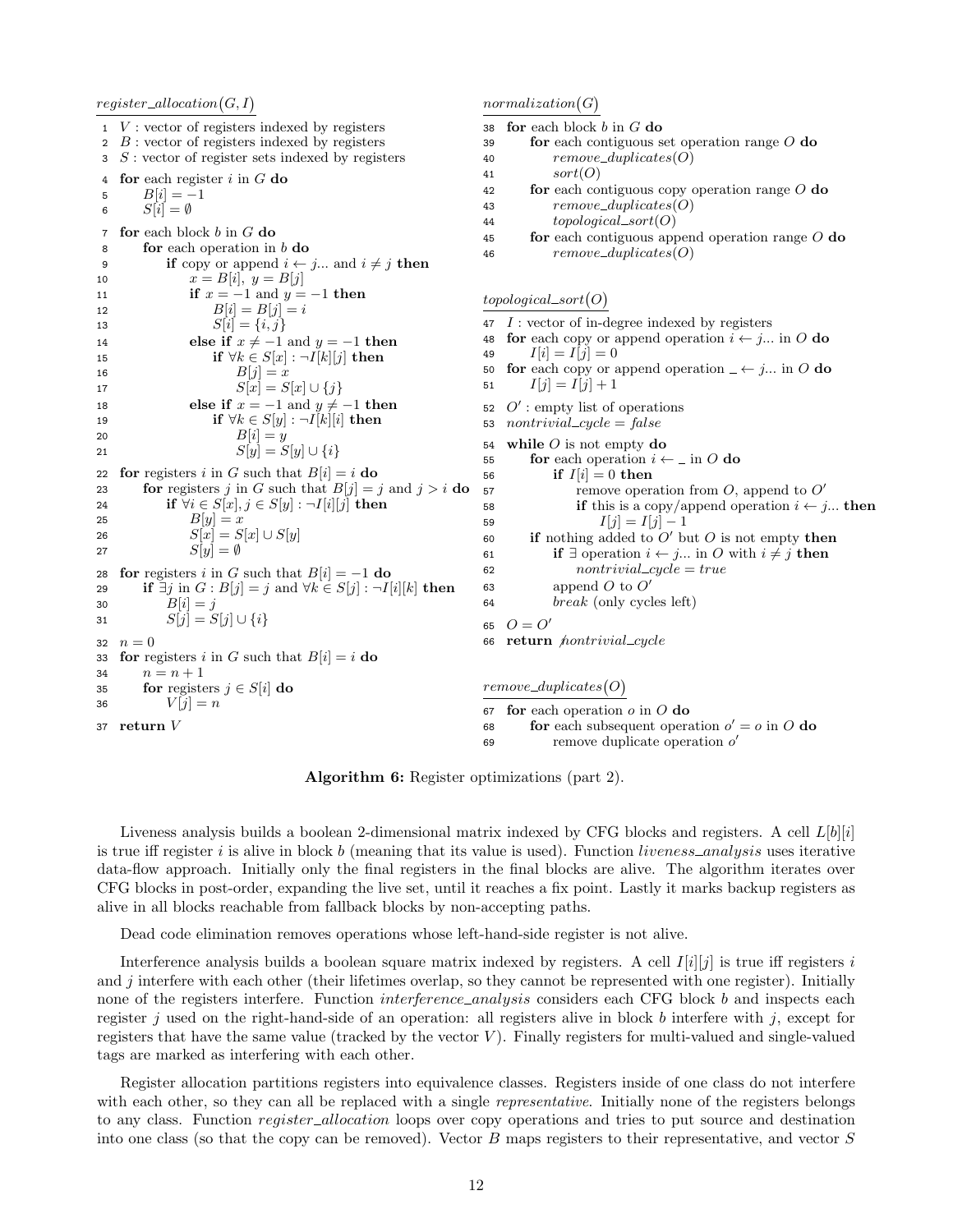```
register_allocation(G, I)
1  V : vector of registers indexed by registers
2  B : vector of registers indexed by registers
3  S : vector of register sets indexed by registers
4  for each register i in G do
5      B[i] = −1
6      S[i] = ∅
7  for each block b in G do
8      for each operation in b do
9          if copy or append i ← j... and i ≠ j then
10             x = B[i], y = B[j]
11             if x = −1 and y = −1 then
12                 B[i] = B[j] = i
13                 S[i] = {i, j}
14             else if x ≠ −1 and y = −1 then
15                 if ∀k ∈ S[x] : ¬I[k][j] then
16                     B[j] = x
17                     S[x] = S[x] ∪ {j}
18             else if x = −1 and y ≠ −1 then
19                 if ∀k ∈ S[y] : ¬I[k][i] then
20                     B[i] = y
21                     S[y] = S[y] ∪ {i}
22 for registers i in G such that B[i] = i do
23     for registers j in G such that B[j] = j and j > i do
24         if ∀i ∈ S[x], j ∈ S[y] : ¬I[i][j] then
25             B[y] = x
26             S[x] = S[x] ∪ S[y]
27             S[y] = ∅
28 for registers i in G such that B[i] = −1 do
29     if ∃j in G : B[j] = j and ∀k ∈ S[j] : ¬I[i][k] then
30         B[i] = j
31         S[j] = S[j] ∪ {i}
32 n = 0
33 for registers i in G such that B[i] = i do
34     n = n + 1
35     for registers j ∈ S[i] do
36         V[j] = n
37 return V
```

```
normalization(G)
38 for each block b in G do
39     for each contiguous set operation range O do
40         remove_duplicates(O)
41         sort(O)
42     for each contiguous copy operation range O do
43         remove_duplicates(O)
44         topological_sort(O)
45     for each contiguous append operation range O do
46         remove_duplicates(O)
```

```
topological_sort(O)
47 I : vector of in-degree indexed by registers
48 for each copy or append operation i ← j... in O do
49     I[i] = I[j] = 0
50 for each copy or append operation _ ← j... in O do
51     I[j] = I[j] + 1
52 O′ : empty list of operations
53 nontrivial_cycle = false
54 while O is not empty do
55     for each operation i ← _ in O do
56         if I[i] = 0 then
57             remove operation from O, append to O′
58             if this is a copy/append operation i ← j... then
59                 I[j] = I[j] − 1
60     if nothing added to O′ but O is not empty then
61         if ∃ operation i ← j... in O with i ≠ j then
62             nontrivial_cycle = true
63         append O to O′
64         break (only cycles left)
65 O = O′
66 return nontrivial_cycle
```

```
remove_duplicates(O)
67 for each operation o in O do
68     for each subsequent operation o′ = o in O do
69         remove duplicate operation o′
```

**Algorithm 6:** Register optimizations (part 2).

Liveness analysis builds a boolean 2-dimensional matrix indexed by CFG blocks and registers. A cell $L[b][i]$ is true iff register $i$ is alive in block $b$ (meaning that its value is used). Function *liveness_analysis* uses iterative data-flow approach. Initially only the final registers in the final blocks are alive. The algorithm iterates over CFG blocks in post-order, expanding the live set, until it reaches a fix point. Lastly it marks backup registers as alive in all blocks reachable from fallback blocks by non-accepting paths.

Dead code elimination removes operations whose left-hand-side register is not alive.

Interference analysis builds a boolean square matrix indexed by registers. A cell $I[i][j]$ is true iff registers $i$ and $j$ interfere with each other (their lifetimes overlap, so they cannot be represented with one register). Initially none of the registers interfere. Function *interference_analysis* considers each CFG block $b$ and inspects each register $j$ used on the right-hand-side of an operation: all registers alive in block $b$ interfere with $j$, except for registers that have the same value (tracked by the vector $V$). Finally registers for multi-valued and single-valued tags are marked as interfering with each other.

Register allocation partitions registers into equivalence classes. Registers inside of one class do not interfere with each other, so they can all be replaced with a single *representative*. Initially none of the registers belongs to any class. Function *register_allocation* loops over copy operations and tries to put source and destination into one class (so that the copy can be removed). Vector $B$ maps registers to their representative, and vector $S$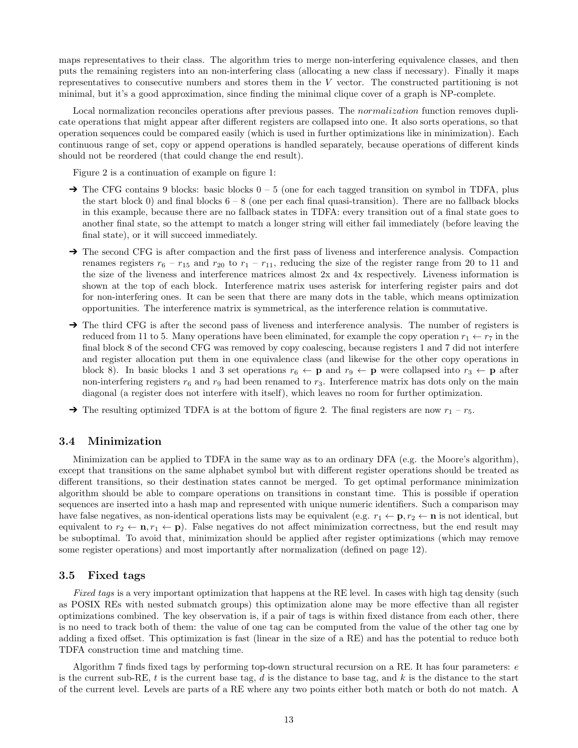maps representatives to their class. The algorithm tries to merge non-interfering equivalence classes, and then puts the remaining registers into an non-interfering class (allocating a new class if necessary). Finally it maps representatives to consecutive numbers and stores them in the $V$ vector. The constructed partitioning is not minimal, but it's a good approximation, since finding the minimal clique cover of a graph is NP-complete.

Local normalization reconciles operations after previous passes. The *normalization* function removes duplicate operations that might appear after different registers are collapsed into one. It also sorts operations, so that operation sequences could be compared easily (which is used in further optimizations like in minimization). Each continuous range of set, copy or append operations is handled separately, because operations of different kinds should not be reordered (that could change the end result).

Figure 2 is a continuation of example on figure 1:

- ➔ The CFG contains 9 blocks: basic blocks 0 – 5 (one for each tagged transition on symbol in TDFA, plus the start block 0) and final blocks 6 – 8 (one per each final quasi-transition). There are no fallback blocks in this example, because there are no fallback states in TDFA: every transition out of a final state goes to another final state, so the attempt to match a longer string will either fail immediately (before leaving the final state), or it will succeed immediately.
- ➔ The second CFG is after compaction and the first pass of liveness and interference analysis. Compaction renames registers $r_6$ – $r_{15}$ and $r_{20}$ to $r_1$ – $r_{11}$, reducing the size of the register range from 20 to 11 and the size of the liveness and interference matrices almost 2x and 4x respectively. Liveness information is shown at the top of each block. Interference matrix uses asterisk for interfering register pairs and dot for non-interfering ones. It can be seen that there are many dots in the table, which means optimization opportunities. The interference matrix is symmetrical, as the interference relation is commutative.
- ➔ The third CFG is after the second pass of liveness and interference analysis. The number of registers is reduced from 11 to 5. Many operations have been eliminated, for example the copy operation $r_1 \leftarrow r_7$ in the final block 8 of the second CFG was removed by copy coalescing, because registers 1 and 7 did not interfere and register allocation put them in one equivalence class (and likewise for the other copy operations in block 8). In basic blocks 1 and 3 set operations $r_6 \leftarrow \mathbf{p}$ and $r_9 \leftarrow \mathbf{p}$ were collapsed into $r_3 \leftarrow \mathbf{p}$ after non-interfering registers $r_6$ and $r_9$ had been renamed to $r_3$. Interference matrix has dots only on the main diagonal (a register does not interfere with itself), which leaves no room for further optimization.
- ➔ The resulting optimized TDFA is at the bottom of figure 2. The final registers are now $r_1$ – $r_5$.

### 3.4 Minimization

Minimization can be applied to TDFA in the same way as to an ordinary DFA (e.g. the Moore's algorithm), except that transitions on the same alphabet symbol but with different register operations should be treated as different transitions, so their destination states cannot be merged. To get optimal performance minimization algorithm should be able to compare operations on transitions in constant time. This is possible if operation sequences are inserted into a hash map and represented with unique numeric identifiers. Such a comparison may have false negatives, as non-identical operations lists may be equivalent (e.g. $r_1 \leftarrow \mathbf{p}, r_2 \leftarrow \mathbf{n}$ is not identical, but equivalent to $r_2 \leftarrow \mathbf{n}, r_1 \leftarrow \mathbf{p}$). False negatives do not affect minimization correctness, but the end result may be suboptimal. To avoid that, minimization should be applied after register optimizations (which may remove some register operations) and most importantly after normalization (defined on page 12).

### 3.5 Fixed tags

*Fixed tags* is a very important optimization that happens at the RE level. In cases with high tag density (such as POSIX REs with nested submatch groups) this optimization alone may be more effective than all register optimizations combined. The key observation is, if a pair of tags is within fixed distance from each other, there is no need to track both of them: the value of one tag can be computed from the value of the other tag one by adding a fixed offset. This optimization is fast (linear in the size of a RE) and has the potential to reduce both TDFA construction time and matching time.

Algorithm 7 finds fixed tags by performing top-down structural recursion on a RE. It has four parameters: $e$ is the current sub-RE, $t$ is the current base tag, $d$ is the distance to base tag, and $k$ is the distance to the start of the current level. Levels are parts of a RE where any two points either both match or both do not match. A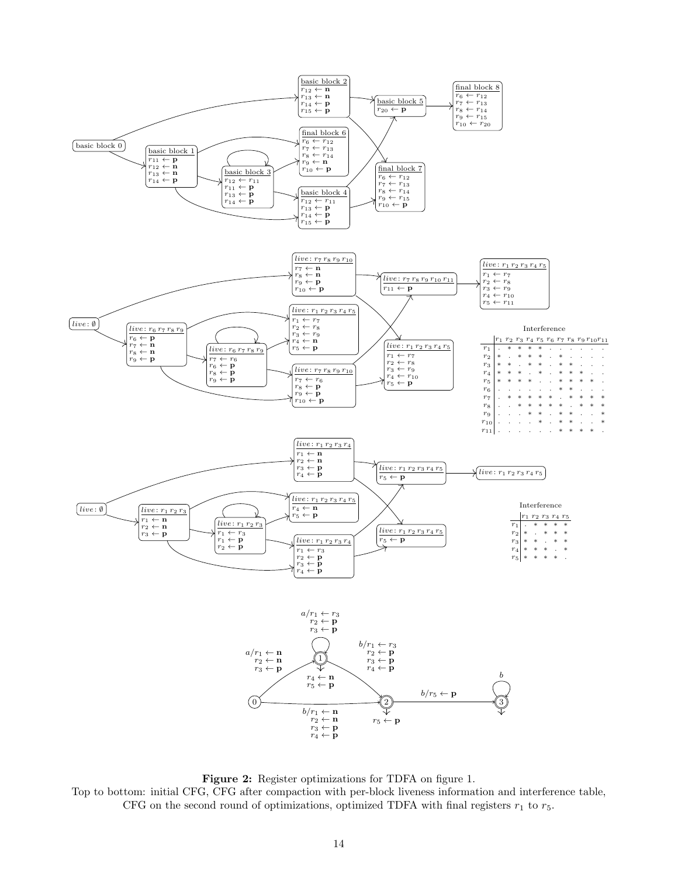Interference

| | $r_1$ | $r_2$ | $r_3$ | $r_4$ | $r_5$ | $r_6$ | $r_7$ | $r_8$ | $r_9$ | $r_{10}$ | $r_{11}$ |
|---|---|---|---|---|---|---|---|---|---|---|---|
| $r_1$ | . | * | * | * | * | . | . | . | . | . | . |
| $r_2$ | * | . | * | * | * | . | * | . | . | . | . |
| $r_3$ | * | * | . | * | * | . | * | * | . | . | . |
| $r_4$ | * | * | * | . | * | . | * | * | * | . | . |
| $r_5$ | * | * | * | * | . | . | * | * | * | * | . |
| $r_6$ | . | . | . | . | . | . | * | * | . | . | . |
| $r_7$ | . | * | * | * | * | * | . | * | * | * | * |
| $r_8$ | . | . | * | * | * | * | * | . | * | * | * |
| $r_9$ | . | . | . | * | * | . | * | * | . | . | * |
| $r_{10}$ | . | . | . | . | * | . | * | * | . | . | * |
| $r_{11}$ | . | . | . | . | . | . | * | * | * | * | . |

Interference

| | $r_1$ | $r_2$ | $r_3$ | $r_4$ | $r_5$ |
|---|---|---|---|---|---|
| $r_1$ | . | * | * | * | * |
| $r_2$ | * | . | * | * | * |
| $r_3$ | * | * | . | * | * |
| $r_4$ | * | * | * | . | * |
| $r_5$ | * | * | * | * | . |

**Figure 2:** Register optimizations for TDFA on figure 1.
Top to bottom: initial CFG, CFG after compaction with per-block liveness information and interference table, CFG on the second round of optimizations, optimized TDFA with final registers $r_1$ to $r_5$.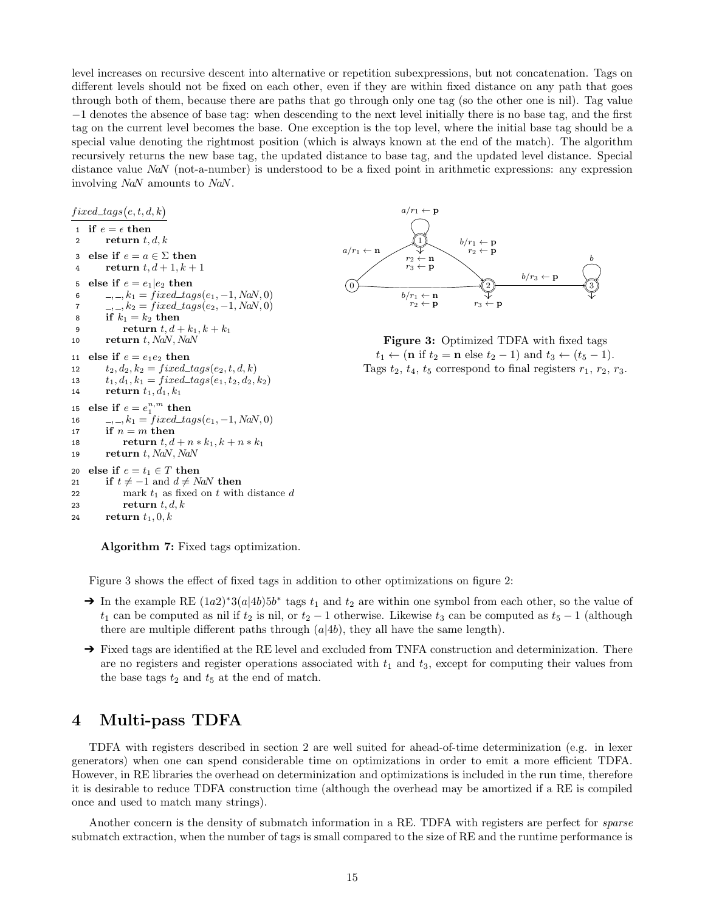level increases on recursive descent into alternative or repetition subexpressions, but not concatenation. Tags on different levels should not be fixed on each other, even if they are within fixed distance on any path that goes through both of them, because there are paths that go through only one tag (so the other one is nil). Tag value $-1$ denotes the absence of base tag: when descending to the next level initially there is no base tag, and the first tag on the current level becomes the base. One exception is the top level, where the initial base tag should be a special value denoting the rightmost position (which is always known at the end of the match). The algorithm recursively returns the new base tag, the updated distance to base tag, and the updated level distance. Special distance value *NaN* (not-a-number) is understood to be a fixed point in arithmetic expressions: any expression involving *NaN* amounts to *NaN*.

```
fixed_tags(e, t, d, k)
1  if e = ϵ then
2      return t, d, k
3  else if e = a ∈ Σ then
4      return t, d + 1, k + 1
5  else if e = e1|e2 then
6      _, _, k1 = fixed_tags(e1, −1, NaN, 0)
7      _, _, k2 = fixed_tags(e2, −1, NaN, 0)
8      if k1 = k2 then
9          return t, d + k1, k + k1
10     return t, NaN, NaN
11 else if e = e1e2 then
12     t2, d2, k2 = fixed_tags(e2, t, d, k)
13     t1, d1, k1 = fixed_tags(e1, t2, d2, k2)
14     return t1, d1, k1
15 else if e = e1^{n,m} then
16     _, _, k1 = fixed_tags(e1, −1, NaN, 0)
17     if n = m then
18         return t, d + n ∗ k1, k + n ∗ k1
19     return t, NaN, NaN
20 else if e = t1 ∈ T then
21     if t ≠ −1 and d ≠ NaN then
22         mark t1 as fixed on t with distance d
23         return t, d, k
24     return t1, 0, k
```

**Algorithm 7:** Fixed tags optimization.

**Figure 3:** Optimized TDFA with fixed tags $t_1 \leftarrow (\mathbf{n}$ if $t_2 = \mathbf{n}$ else $t_2 - 1)$ and $t_3 \leftarrow (t_5 - 1)$. Tags $t_2$, $t_4$, $t_5$ correspond to final registers $r_1$, $r_2$, $r_3$.

Figure 3 shows the effect of fixed tags in addition to other optimizations on figure 2:

- In the example RE $(1a2)^*3(a|4b)5b^*$ tags $t_1$ and $t_2$ are within one symbol from each other, so the value of $t_1$ can be computed as nil if $t_2$ is nil, or $t_2 - 1$ otherwise. Likewise $t_3$ can be computed as $t_5 - 1$ (although there are multiple different paths through $(a|4b)$, they all have the same length).
- Fixed tags are identified at the RE level and excluded from TNFA construction and determinization. There are no registers and register operations associated with $t_1$ and $t_3$, except for computing their values from the base tags $t_2$ and $t_5$ at the end of match.

## 4 Multi-pass TDFA

TDFA with registers described in section 2 are well suited for ahead-of-time determinization (e.g. in lexer generators) when one can spend considerable time on optimizations in order to emit a more efficient TDFA. However, in RE libraries the overhead on determinization and optimizations is included in the run time, therefore it is desirable to reduce TDFA construction time (although the overhead may be amortized if a RE is compiled once and used to match many strings).

Another concern is the density of submatch information in a RE. TDFA with registers are perfect for *sparse* submatch extraction, when the number of tags is small compared to the size of RE and the runtime performance is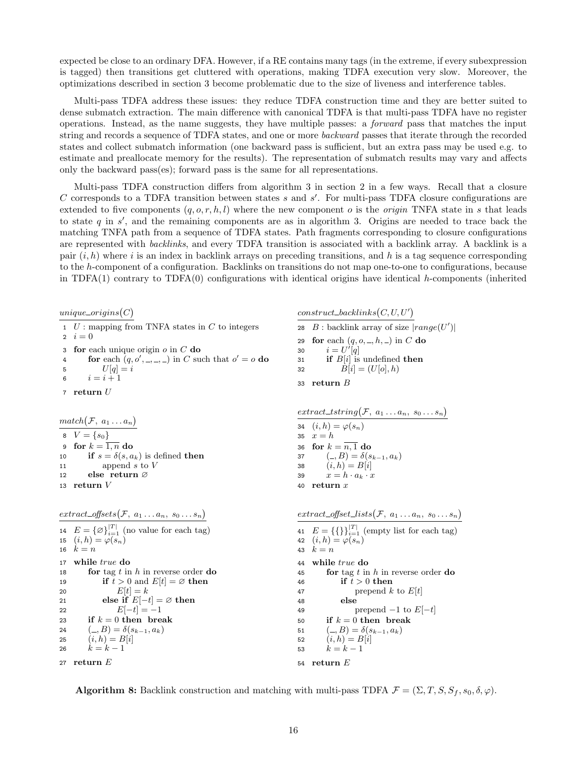expected be close to an ordinary DFA. However, if a RE contains many tags (in the extreme, if every subexpression is tagged) then transitions get cluttered with operations, making TDFA execution very slow. Moreover, the optimizations described in section 3 become problematic due to the size of liveness and interference tables.

Multi-pass TDFA address these issues: they reduce TDFA construction time and they are better suited to dense submatch extraction. The main difference with canonical TDFA is that multi-pass TDFA have no register operations. Instead, as the name suggests, they have multiple passes: a *forward* pass that matches the input string and records a sequence of TDFA states, and one or more *backward* passes that iterate through the recorded states and collect submatch information (one backward pass is sufficient, but an extra pass may be used e.g. to estimate and preallocate memory for the results). The representation of submatch results may vary and affects only the backward pass(es); forward pass is the same for all representations.

Multi-pass TDFA construction differs from algorithm 3 in section 2 in a few ways. Recall that a closure $C$ corresponds to a TDFA transition between states $s$ and $s'$. For multi-pass TDFA closure configurations are extended to five components $(q, o, r, h, l)$ where the new component $o$ is the *origin* TNFA state in $s$ that leads to state $q$ in $s'$, and the remaining components are as in algorithm 3. Origins are needed to trace back the matching TNFA path from a sequence of TDFA states. Path fragments corresponding to closure configurations are represented with *backlinks*, and every TDFA transition is associated with a backlink array. A backlink is a pair $(i, h)$ where $i$ is an index in backlink arrays on preceding transitions, and $h$ is a tag sequence corresponding to the $h$-component of a configuration. Backlinks on transitions do not map one-to-one to configurations, because in TDFA(1) contrary to TDFA(0) configurations with identical origins have identical $h$-components (inherited

```
unique_origins(C)
 1  U : mapping from TNFA states in C to integers
 2  i = 0
 3  for each unique origin o in C do
 4      for each (q, o', _, _, _) in C such that o' = o do
 5          U[q] = i
 6      i = i + 1
 7  return U

match(F, a_1 ... a_n)
 8  V = {s_0}
 9  for k = 1,n do
10      if s = δ(s, a_k) is defined then
11          append s to V
12      else return ∅
13  return V

extract_offsets(F, a_1 ... a_n, s_0 ... s_n)
14  E = {∅}_{i=1}^{|T|} (no value for each tag)
15  (i, h) = φ(s_n)
16  k = n
17  while true do
18      for tag t in h in reverse order do
19          if t > 0 and E[t] = ∅ then
20              E[t] = k
21          else if E[−t] = ∅ then
22              E[−t] = −1
23      if k = 0 then break
24      (_, B) = δ(s_{k−1}, a_k)
25      (i, h) = B[i]
26      k = k − 1
27  return E

construct_backlinks(C, U, U')
28  B : backlink array of size |range(U')|
29  for each (q, o, _, h, _) in C do
30      i = U'[q]
31      if B[i] is undefined then
32          B[i] = (U[o], h)
33  return B

extract_tstring(F, a_1 ... a_n, s_0 ... s_n)
34  (i, h) = φ(s_n)
35  x = h
36  for k = n,1 do
37      (_, B) = δ(s_{k−1}, a_k)
38      (i, h) = B[i]
39      x = h · a_k · x
40  return x

extract_offset_lists(F, a_1 ... a_n, s_0 ... s_n)
41  E = {{}}_{i=1}^{|T|} (empty list for each tag)
42  (i, h) = φ(s_n)
43  k = n
44  while true do
45      for tag t in h in reverse order do
46          if t > 0 then
47              prepend k to E[t]
48          else
49              prepend −1 to E[−t]
50      if k = 0 then break
51      (_, B) = δ(s_{k−1}, a_k)
52      (i, h) = B[i]
53      k = k − 1
54  return E
```

**Algorithm 8:** Backlink construction and matching with multi-pass TDFA $\mathcal{F} = (\Sigma, T, S, S_f, s_0, \delta, \varphi)$.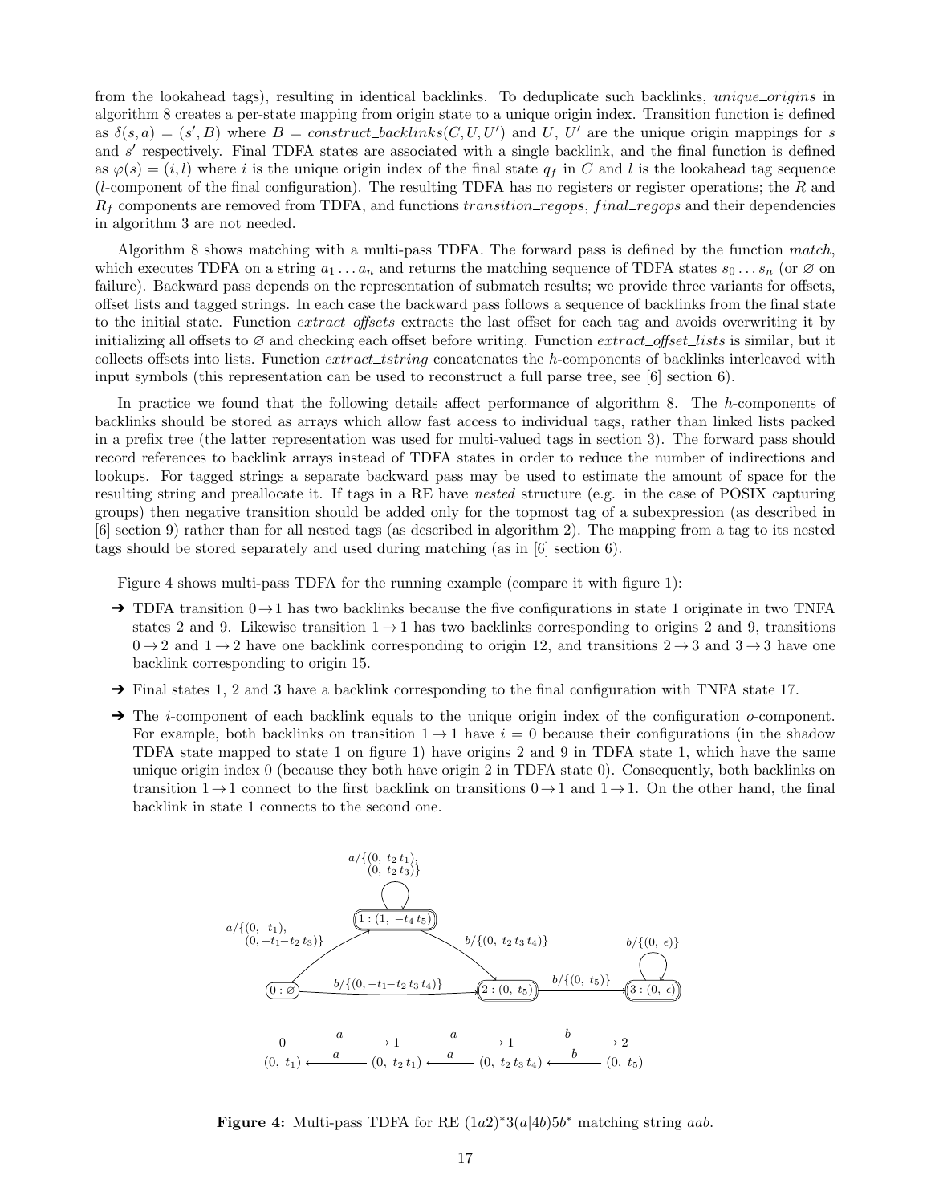from the lookahead tags), resulting in identical backlinks. To deduplicate such backlinks, *unique_origins* in algorithm 8 creates a per-state mapping from origin state to a unique origin index. Transition function is defined as $\delta(s, a) = (s', B)$ where $B = construct\_backlinks(C, U, U')$ and $U$, $U'$ are the unique origin mappings for $s$ and $s'$ respectively. Final TDFA states are associated with a single backlink, and the final function is defined as $\varphi(s) = (i, l)$ where $i$ is the unique origin index of the final state $q_f$ in $C$ and $l$ is the lookahead tag sequence ($l$-component of the final configuration). The resulting TDFA has no registers or register operations; the $R$ and $R_f$ components are removed from TDFA, and functions *transition_regops*, *final_regops* and their dependencies in algorithm 3 are not needed.

Algorithm 8 shows matching with a multi-pass TDFA. The forward pass is defined by the function *match*, which executes TDFA on a string $a_1 \dots a_n$ and returns the matching sequence of TDFA states $s_0 \dots s_n$ (or $\varnothing$ on failure). Backward pass depends on the representation of submatch results; we provide three variants for offsets, offset lists and tagged strings. In each case the backward pass follows a sequence of backlinks from the final state to the initial state. Function *extract_offsets* extracts the last offset for each tag and avoids overwriting it by initializing all offsets to $\varnothing$ and checking each offset before writing. Function *extract_offset_lists* is similar, but it collects offsets into lists. Function *extract_tstring* concatenates the $h$-components of backlinks interleaved with input symbols (this representation can be used to reconstruct a full parse tree, see [6] section 6).

In practice we found that the following details affect performance of algorithm 8. The $h$-components of backlinks should be stored as arrays which allow fast access to individual tags, rather than linked lists packed in a prefix tree (the latter representation was used for multi-valued tags in section 3). The forward pass should record references to backlink arrays instead of TDFA states in order to reduce the number of indirections and lookups. For tagged strings a separate backward pass may be used to estimate the amount of space for the resulting string and preallocate it. If tags in a RE have *nested* structure (e.g. in the case of POSIX capturing groups) then negative transition should be added only for the topmost tag of a subexpression (as described in [6] section 9) rather than for all nested tags (as described in algorithm 2). The mapping from a tag to its nested tags should be stored separately and used during matching (as in [6] section 6).

Figure 4 shows multi-pass TDFA for the running example (compare it with figure 1):

- TDFA transition $0 \to 1$ has two backlinks because the five configurations in state 1 originate in two TNFA states 2 and 9. Likewise transition $1 \to 1$ has two backlinks corresponding to origins 2 and 9, transitions $0 \to 2$ and $1 \to 2$ have one backlink corresponding to origin 12, and transitions $2 \to 3$ and $3 \to 3$ have one backlink corresponding to origin 15.
- Final states 1, 2 and 3 have a backlink corresponding to the final configuration with TNFA state 17.
- The $i$-component of each backlink equals to the unique origin index of the configuration $o$-component. For example, both backlinks on transition $1 \to 1$ have $i = 0$ because their configurations (in the shadow TDFA state mapped to state 1 on figure 1) have origins 2 and 9 in TDFA state 1, which have the same unique origin index 0 (because they both have origin 2 in TDFA state 0). Consequently, both backlinks on transition $1 \to 1$ connect to the first backlink on transitions $0 \to 1$ and $1 \to 1$. On the other hand, the final backlink in state 1 connects to the second one.

**Figure 4:** Multi-pass TDFA for RE $(1a2)^*3(a|4b)5b^*$ matching string $aab$.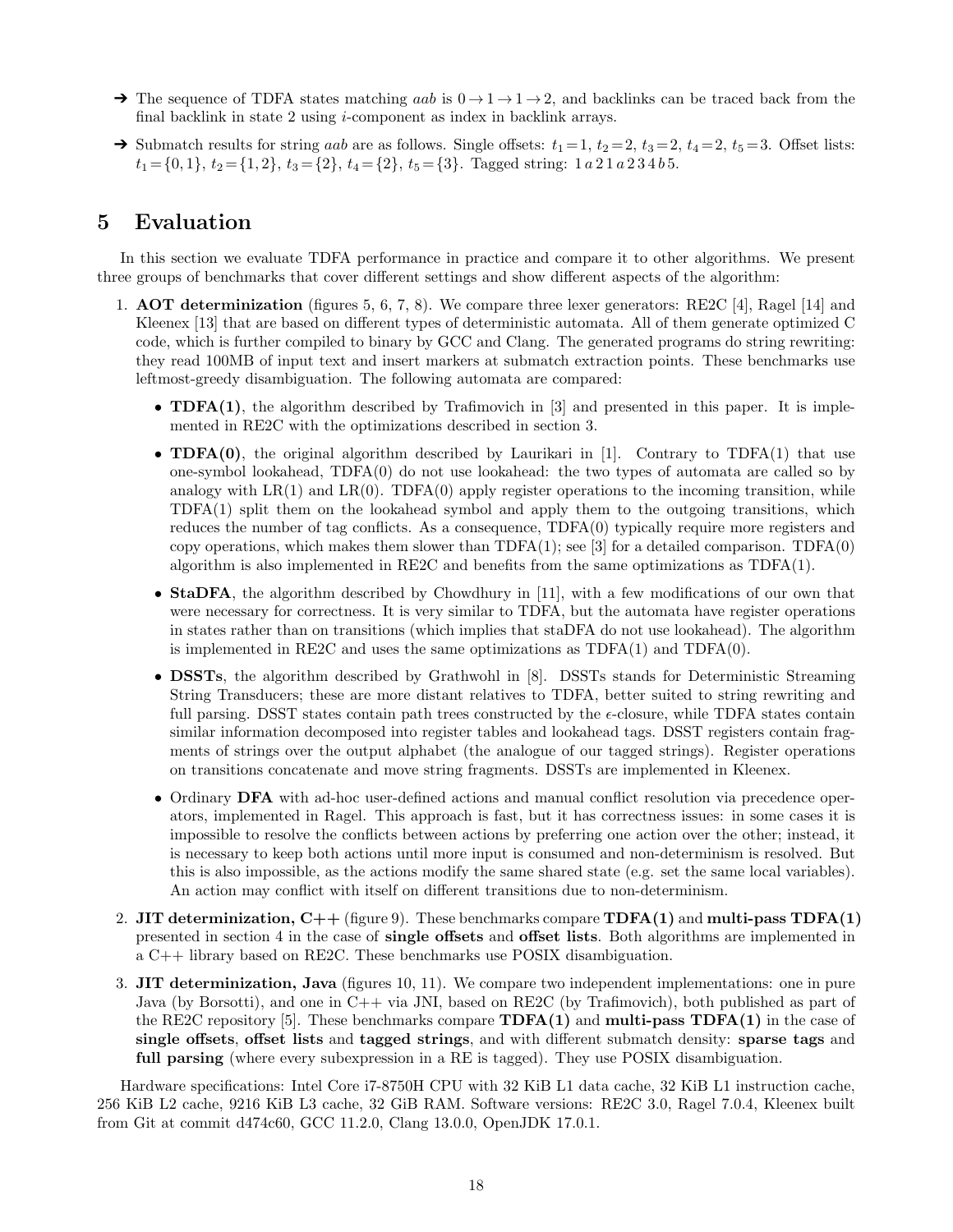- ➔ The sequence of TDFA states matching $aab$ is $0 \to 1 \to 1 \to 2$, and backlinks can be traced back from the final backlink in state 2 using $i$-component as index in backlink arrays.
- ➔ Submatch results for string $aab$ are as follows. Single offsets: $t_1 = 1$, $t_2 = 2$, $t_3 = 2$, $t_4 = 2$, $t_5 = 3$. Offset lists: $t_1 = \{0, 1\}$, $t_2 = \{1, 2\}$, $t_3 = \{2\}$, $t_4 = \{2\}$, $t_5 = \{3\}$. Tagged string: $1\,a\,2\,1\,a\,2\,3\,4\,b\,5$.

# 5 Evaluation

In this section we evaluate TDFA performance in practice and compare it to other algorithms. We present three groups of benchmarks that cover different settings and show different aspects of the algorithm:

1. **AOT determinization** (figures 5, 6, 7, 8). We compare three lexer generators: RE2C [4], Ragel [14] and Kleenex [13] that are based on different types of deterministic automata. All of them generate optimized C code, which is further compiled to binary by GCC and Clang. The generated programs do string rewriting: they read 100MB of input text and insert markers at submatch extraction points. These benchmarks use leftmost-greedy disambiguation. The following automata are compared:

   - **TDFA(1)**, the algorithm described by Trafimovich in [3] and presented in this paper. It is implemented in RE2C with the optimizations described in section 3.
   - **TDFA(0)**, the original algorithm described by Laurikari in [1]. Contrary to TDFA(1) that use one-symbol lookahead, TDFA(0) do not use lookahead: the two types of automata are called so by analogy with LR(1) and LR(0). TDFA(0) apply register operations to the incoming transition, while TDFA(1) split them on the lookahead symbol and apply them to the outgoing transitions, which reduces the number of tag conflicts. As a consequence, TDFA(0) typically require more registers and copy operations, which makes them slower than TDFA(1); see [3] for a detailed comparison. TDFA(0) algorithm is also implemented in RE2C and benefits from the same optimizations as TDFA(1).
   - **StaDFA**, the algorithm described by Chowdhury in [11], with a few modifications of our own that were necessary for correctness. It is very similar to TDFA, but the automata have register operations in states rather than on transitions (which implies that staDFA do not use lookahead). The algorithm is implemented in RE2C and uses the same optimizations as TDFA(1) and TDFA(0).
   - **DSSTs**, the algorithm described by Grathwohl in [8]. DSSTs stands for Deterministic Streaming String Transducers; these are more distant relatives to TDFA, better suited to string rewriting and full parsing. DSST states contain path trees constructed by the $\epsilon$-closure, while TDFA states contain similar information decomposed into register tables and lookahead tags. DSST registers contain fragments of strings over the output alphabet (the analogue of our tagged strings). Register operations on transitions concatenate and move string fragments. DSSTs are implemented in Kleenex.
   - Ordinary **DFA** with ad-hoc user-defined actions and manual conflict resolution via precedence operators, implemented in Ragel. This approach is fast, but it has correctness issues: in some cases it is impossible to resolve the conflicts between actions by preferring one action over the other; instead, it is necessary to keep both actions until more input is consumed and non-determinism is resolved. But this is also impossible, as the actions modify the same shared state (e.g. set the same local variables). An action may conflict with itself on different transitions due to non-determinism.

2. **JIT determinization, C++** (figure 9). These benchmarks compare **TDFA(1)** and **multi-pass TDFA(1)** presented in section 4 in the case of **single offsets** and **offset lists**. Both algorithms are implemented in a C++ library based on RE2C. These benchmarks use POSIX disambiguation.

3. **JIT determinization, Java** (figures 10, 11). We compare two independent implementations: one in pure Java (by Borsotti), and one in C++ via JNI, based on RE2C (by Trafimovich), both published as part of the RE2C repository [5]. These benchmarks compare **TDFA(1)** and **multi-pass TDFA(1)** in the case of **single offsets**, **offset lists** and **tagged strings**, and with different submatch density: **sparse tags** and **full parsing** (where every subexpression in a RE is tagged). They use POSIX disambiguation.

Hardware specifications: Intel Core i7-8750H CPU with 32 KiB L1 data cache, 32 KiB L1 instruction cache, 256 KiB L2 cache, 9216 KiB L3 cache, 32 GiB RAM. Software versions: RE2C 3.0, Ragel 7.0.4, Kleenex built from Git at commit d474c60, GCC 11.2.0, Clang 13.0.0, OpenJDK 17.0.1.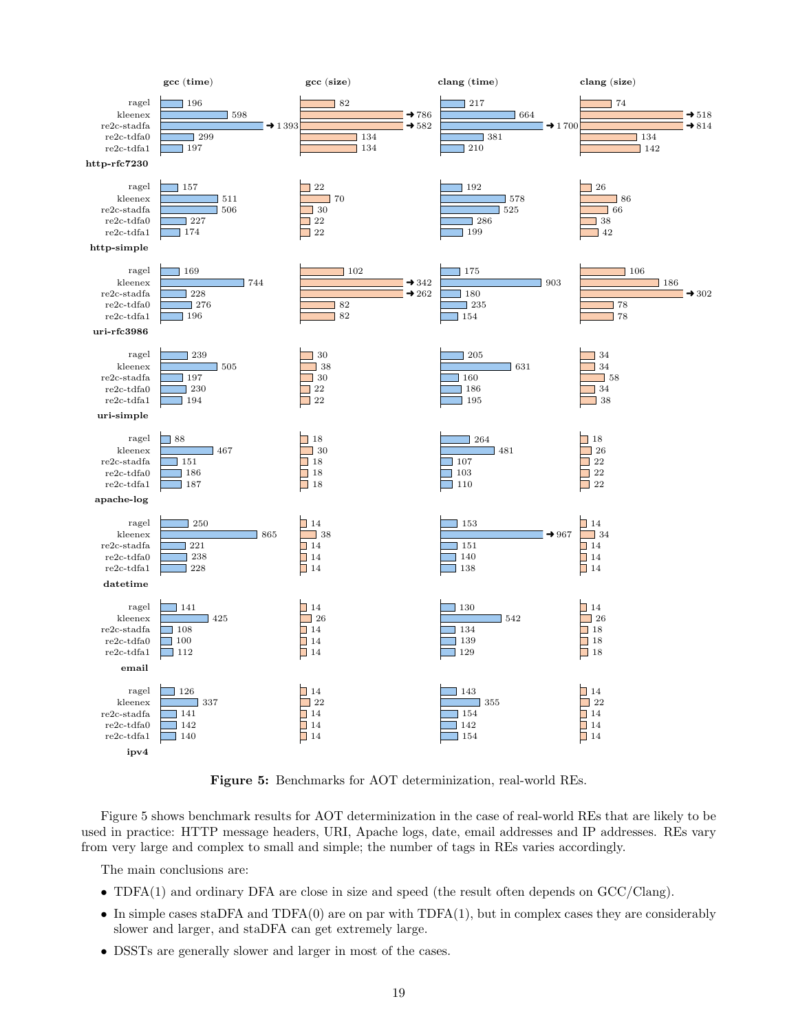| | gcc (time) | gcc (size) | clang (time) | clang (size) |
|---|---|---|---|---|
| **http-rfc7230** | | | | |
| ragel | 196 | 82 | 217 | 74 |
| kleenex | 598 | ➜786 | 664 | ➜518 |
| re2c-stadfa | ➜1 393 | ➜582 | ➜1 700 | ➜814 |
| re2c-tdfa0 | 299 | 134 | 381 | 134 |
| re2c-tdfa1 | 197 | 134 | 210 | 142 |
| **http-simple** | | | | |
| ragel | 157 | 22 | 192 | 26 |
| kleenex | 511 | 70 | 578 | 86 |
| re2c-stadfa | 506 | 30 | 525 | 66 |
| re2c-tdfa0 | 227 | 22 | 286 | 38 |
| re2c-tdfa1 | 174 | 22 | 199 | 42 |
| **uri-rfc3986** | | | | |
| ragel | 169 | 102 | 175 | 106 |
| kleenex | 744 | ➜342 | 903 | 186 |
| re2c-stadfa | 228 | ➜262 | 180 | ➜302 |
| re2c-tdfa0 | 276 | 82 | 235 | 78 |
| re2c-tdfa1 | 196 | 82 | 154 | 78 |
| **uri-simple** | | | | |
| ragel | 239 | 30 | 205 | 34 |
| kleenex | 505 | 38 | 631 | 34 |
| re2c-stadfa | 197 | 30 | 160 | 58 |
| re2c-tdfa0 | 230 | 22 | 186 | 34 |
| re2c-tdfa1 | 194 | 22 | 195 | 38 |
| **apache-log** | | | | |
| ragel | 88 | 18 | 264 | 18 |
| kleenex | 467 | 30 | 481 | 26 |
| re2c-stadfa | 151 | 18 | 107 | 22 |
| re2c-tdfa0 | 186 | 18 | 103 | 22 |
| re2c-tdfa1 | 187 | 18 | 110 | 22 |
| **datetime** | | | | |
| ragel | 250 | 14 | 153 | 14 |
| kleenex | 865 | 38 | ➜967 | 34 |
| re2c-stadfa | 221 | 14 | 151 | 14 |
| re2c-tdfa0 | 238 | 14 | 140 | 14 |
| re2c-tdfa1 | 228 | 14 | 138 | 14 |
| **email** | | | | |
| ragel | 141 | 14 | 130 | 14 |
| kleenex | 425 | 26 | 542 | 26 |
| re2c-stadfa | 108 | 14 | 134 | 18 |
| re2c-tdfa0 | 100 | 14 | 139 | 18 |
| re2c-tdfa1 | 112 | 14 | 129 | 18 |
| **ipv4** | | | | |
| ragel | 126 | 14 | 143 | 14 |
| kleenex | 337 | 22 | 355 | 22 |
| re2c-stadfa | 141 | 14 | 154 | 14 |
| re2c-tdfa0 | 142 | 14 | 142 | 14 |
| re2c-tdfa1 | 140 | 14 | 154 | 14 |

**Figure 5:** Benchmarks for AOT determinization, real-world REs.

Figure 5 shows benchmark results for AOT determinization in the case of real-world REs that are likely to be used in practice: HTTP message headers, URI, Apache logs, date, email addresses and IP addresses. REs vary from very large and complex to small and simple; the number of tags in REs varies accordingly.

The main conclusions are:

- TDFA(1) and ordinary DFA are close in size and speed (the result often depends on GCC/Clang).
- In simple cases staDFA and TDFA(0) are on par with TDFA(1), but in complex cases they are considerably slower and larger, and staDFA can get extremely large.
- DSSTs are generally slower and larger in most of the cases.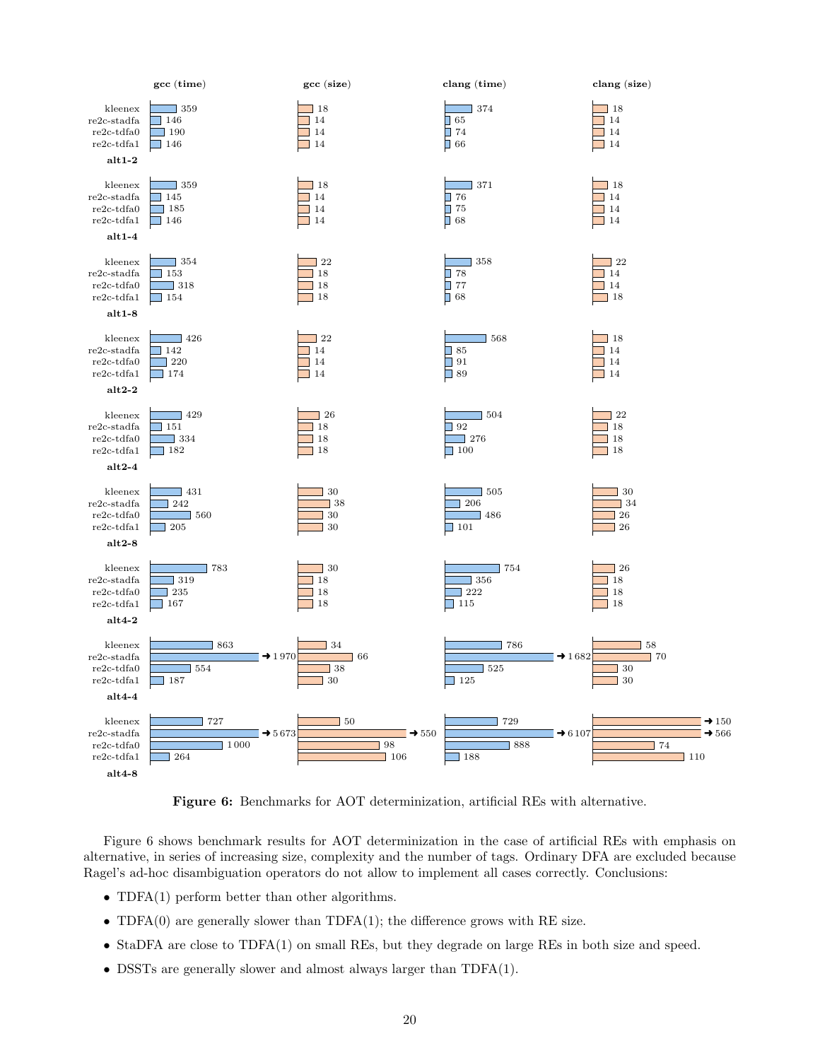| | gcc (time) | gcc (size) | clang (time) | clang (size) |
|---|---|---|---|---|
| **alt1-2** | | | | |
| kleenex | 359 | 18 | 374 | 18 |
| re2c-stadfa | 146 | 14 | 65 | 14 |
| re2c-tdfa0 | 190 | 14 | 74 | 14 |
| re2c-tdfa1 | 146 | 14 | 66 | 14 |
| **alt1-4** | | | | |
| kleenex | 359 | 18 | 371 | 18 |
| re2c-stadfa | 145 | 14 | 76 | 14 |
| re2c-tdfa0 | 185 | 14 | 75 | 14 |
| re2c-tdfa1 | 146 | 14 | 68 | 14 |
| **alt1-8** | | | | |
| kleenex | 354 | 22 | 358 | 22 |
| re2c-stadfa | 153 | 18 | 78 | 14 |
| re2c-tdfa0 | 318 | 18 | 77 | 14 |
| re2c-tdfa1 | 154 | 18 | 68 | 18 |
| **alt2-2** | | | | |
| kleenex | 426 | 22 | 568 | 18 |
| re2c-stadfa | 142 | 14 | 85 | 14 |
| re2c-tdfa0 | 220 | 14 | 91 | 14 |
| re2c-tdfa1 | 174 | 14 | 89 | 14 |
| **alt2-4** | | | | |
| kleenex | 429 | 26 | 504 | 22 |
| re2c-stadfa | 151 | 18 | 92 | 18 |
| re2c-tdfa0 | 334 | 18 | 276 | 18 |
| re2c-tdfa1 | 182 | 18 | 100 | 18 |
| **alt2-8** | | | | |
| kleenex | 431 | 30 | 505 | 30 |
| re2c-stadfa | 242 | 38 | 206 | 34 |
| re2c-tdfa0 | 560 | 30 | 486 | 26 |
| re2c-tdfa1 | 205 | 30 | 101 | 26 |
| **alt4-2** | | | | |
| kleenex | 783 | 30 | 754 | 26 |
| re2c-stadfa | 319 | 18 | 356 | 18 |
| re2c-tdfa0 | 235 | 18 | 222 | 18 |
| re2c-tdfa1 | 167 | 18 | 115 | 18 |
| **alt4-4** | | | | |
| kleenex | 863 | 34 | 786 | 58 |
| re2c-stadfa | ➜ 1 970 | 66 | ➜ 1 682 | 70 |
| re2c-tdfa0 | 554 | 38 | 525 | 30 |
| re2c-tdfa1 | 187 | 30 | 125 | 30 |
| **alt4-8** | | | | |
| kleenex | 727 | 50 | 729 | ➜ 150 |
| re2c-stadfa | ➜ 5 673 | ➜ 550 | ➜ 6 107 | ➜ 566 |
| re2c-tdfa0 | 1 000 | 98 | 888 | 74 |
| re2c-tdfa1 | 264 | 106 | 188 | 110 |

**Figure 6:** Benchmarks for AOT determinization, artificial REs with alternative.

Figure 6 shows benchmark results for AOT determinization in the case of artificial REs with emphasis on alternative, in series of increasing size, complexity and the number of tags. Ordinary DFA are excluded because Ragel's ad-hoc disambiguation operators do not allow to implement all cases correctly. Conclusions:

- TDFA(1) perform better than other algorithms.
- TDFA(0) are generally slower than TDFA(1); the difference grows with RE size.
- StaDFA are close to TDFA(1) on small REs, but they degrade on large REs in both size and speed.
- DSSTs are generally slower and almost always larger than TDFA(1).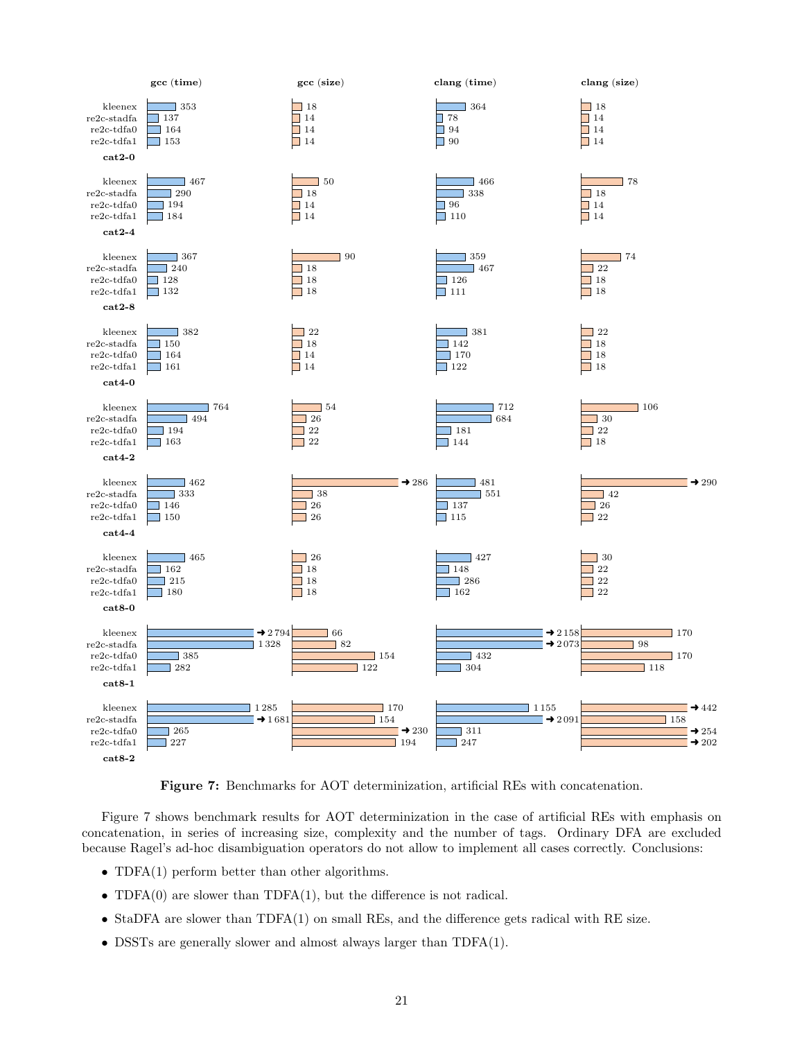| | gcc (time) | gcc (size) | clang (time) | clang (size) |
|---|---|---|---|---|
| **cat2-0** | | | | |
| kleenex | 353 | 18 | 364 | 18 |
| re2c-stadfa | 137 | 14 | 78 | 14 |
| re2c-tdfa0 | 164 | 14 | 94 | 14 |
| re2c-tdfa1 | 153 | 14 | 90 | 14 |
| **cat2-4** | | | | |
| kleenex | 467 | 50 | 466 | 78 |
| re2c-stadfa | 290 | 18 | 338 | 18 |
| re2c-tdfa0 | 194 | 14 | 96 | 14 |
| re2c-tdfa1 | 184 | 14 | 110 | 14 |
| **cat2-8** | | | | |
| kleenex | 367 | 90 | 359 | 74 |
| re2c-stadfa | 240 | 18 | 467 | 22 |
| re2c-tdfa0 | 128 | 18 | 126 | 18 |
| re2c-tdfa1 | 132 | 18 | 111 | 18 |
| **cat4-0** | | | | |
| kleenex | 382 | 22 | 381 | 22 |
| re2c-stadfa | 150 | 18 | 142 | 18 |
| re2c-tdfa0 | 164 | 14 | 170 | 18 |
| re2c-tdfa1 | 161 | 14 | 122 | 18 |
| **cat4-2** | | | | |
| kleenex | 764 | 54 | 712 | 106 |
| re2c-stadfa | 494 | 26 | 684 | 30 |
| re2c-tdfa0 | 194 | 22 | 181 | 22 |
| re2c-tdfa1 | 163 | 22 | 144 | 18 |
| **cat4-4** | | | | |
| kleenex | 462 | ➜ 286 | 481 | ➜ 290 |
| re2c-stadfa | 333 | 38 | 551 | 42 |
| re2c-tdfa0 | 146 | 26 | 137 | 26 |
| re2c-tdfa1 | 150 | 26 | 115 | 22 |
| **cat8-0** | | | | |
| kleenex | 465 | 26 | 427 | 30 |
| re2c-stadfa | 162 | 18 | 148 | 22 |
| re2c-tdfa0 | 215 | 18 | 286 | 22 |
| re2c-tdfa1 | 180 | 18 | 162 | 22 |
| **cat8-1** | | | | |
| kleenex | ➜ 2 794 | 66 | ➜ 2 158 | 170 |
| re2c-stadfa | 1 328 | 82 | ➜ 2 073 | 98 |
| re2c-tdfa0 | 385 | 154 | 432 | 170 |
| re2c-tdfa1 | 282 | 122 | 304 | 118 |
| **cat8-2** | | | | |
| kleenex | 1 285 | 170 | 1 155 | ➜ 442 |
| re2c-stadfa | ➜ 1 681 | 154 | ➜ 2 091 | 158 |
| re2c-tdfa0 | 265 | ➜ 230 | 311 | ➜ 254 |
| re2c-tdfa1 | 227 | 194 | 247 | ➜ 202 |

**Figure 7:** Benchmarks for AOT determinization, artificial REs with concatenation.

Figure 7 shows benchmark results for AOT determinization in the case of artificial REs with emphasis on concatenation, in series of increasing size, complexity and the number of tags. Ordinary DFA are excluded because Ragel's ad-hoc disambiguation operators do not allow to implement all cases correctly. Conclusions:

- TDFA(1) perform better than other algorithms.
- TDFA(0) are slower than TDFA(1), but the difference is not radical.
- StaDFA are slower than TDFA(1) on small REs, and the difference gets radical with RE size.
- DSSTs are generally slower and almost always larger than TDFA(1).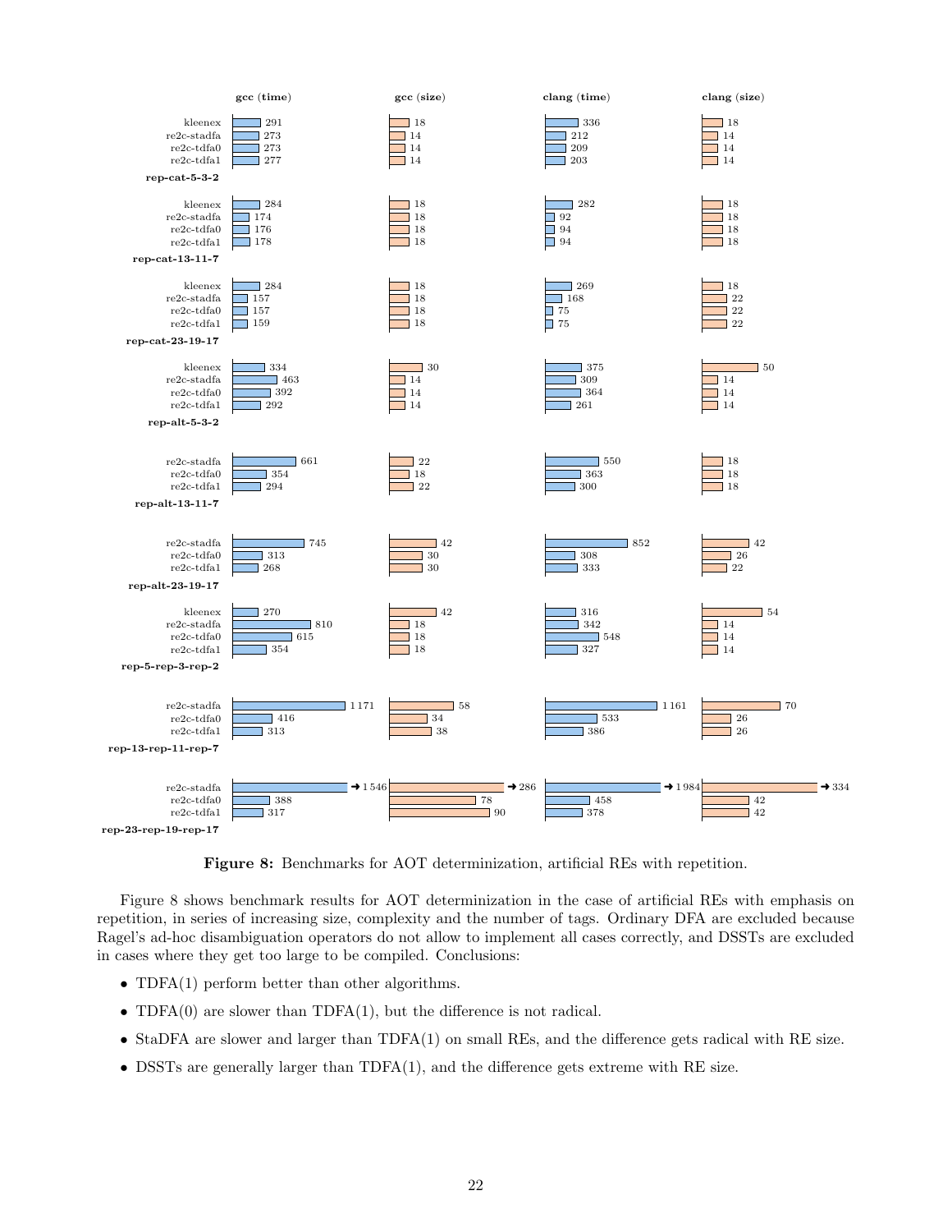| | | gcc (time) | gcc (size) | clang (time) | clang (size) |
|---|---|---|---|---|---|
| rep-cat-5-3-2 | kleenex | 291 | 18 | 336 | 18 |
| | re2c-stadfa | 273 | 14 | 212 | 14 |
| | re2c-tdfa0 | 273 | 14 | 209 | 14 |
| | re2c-tdfa1 | 277 | 14 | 203 | 14 |
| rep-cat-13-11-7 | kleenex | 284 | 18 | 282 | 18 |
| | re2c-stadfa | 174 | 18 | 92 | 18 |
| | re2c-tdfa0 | 176 | 18 | 94 | 18 |
| | re2c-tdfa1 | 178 | 18 | 94 | 18 |
| rep-cat-23-19-17 | kleenex | 284 | 18 | 269 | 18 |
| | re2c-stadfa | 157 | 18 | 168 | 22 |
| | re2c-tdfa0 | 157 | 18 | 75 | 22 |
| | re2c-tdfa1 | 159 | 18 | 75 | 22 |
| rep-alt-5-3-2 | kleenex | 334 | 30 | 375 | 50 |
| | re2c-stadfa | 463 | 14 | 309 | 14 |
| | re2c-tdfa0 | 392 | 14 | 364 | 14 |
| | re2c-tdfa1 | 292 | 14 | 261 | 14 |
| rep-alt-13-11-7 | re2c-stadfa | 661 | 22 | 550 | 18 |
| | re2c-tdfa0 | 354 | 18 | 363 | 18 |
| | re2c-tdfa1 | 294 | 22 | 300 | 18 |
| rep-alt-23-19-17 | re2c-stadfa | 745 | 42 | 852 | 42 |
| | re2c-tdfa0 | 313 | 30 | 308 | 26 |
| | re2c-tdfa1 | 268 | 30 | 333 | 22 |
| rep-5-rep-3-rep-2 | kleenex | 270 | 42 | 316 | 54 |
| | re2c-stadfa | 810 | 18 | 342 | 14 |
| | re2c-tdfa0 | 615 | 18 | 548 | 14 |
| | re2c-tdfa1 | 354 | 18 | 327 | 14 |
| rep-13-rep-11-rep-7 | re2c-stadfa | 1 171 | 58 | 1 161 | 70 |
| | re2c-tdfa0 | 416 | 34 | 533 | 26 |
| | re2c-tdfa1 | 313 | 38 | 386 | 26 |
| rep-23-rep-19-rep-17 | re2c-stadfa | ➜ 1 546 | ➜ 286 | ➜ 1 984 | ➜ 334 |
| | re2c-tdfa0 | 388 | 78 | 458 | 42 |
| | re2c-tdfa1 | 317 | 90 | 378 | 42 |

**Figure 8:** Benchmarks for AOT determinization, artificial REs with repetition.

Figure 8 shows benchmark results for AOT determinization in the case of artificial REs with emphasis on repetition, in series of increasing size, complexity and the number of tags. Ordinary DFA are excluded because Ragel's ad-hoc disambiguation operators do not allow to implement all cases correctly, and DSSTs are excluded in cases where they get too large to be compiled. Conclusions:

- TDFA(1) perform better than other algorithms.
- TDFA(0) are slower than TDFA(1), but the difference is not radical.
- StaDFA are slower and larger than TDFA(1) on small REs, and the difference gets radical with RE size.
- DSSTs are generally larger than TDFA(1), and the difference gets extreme with RE size.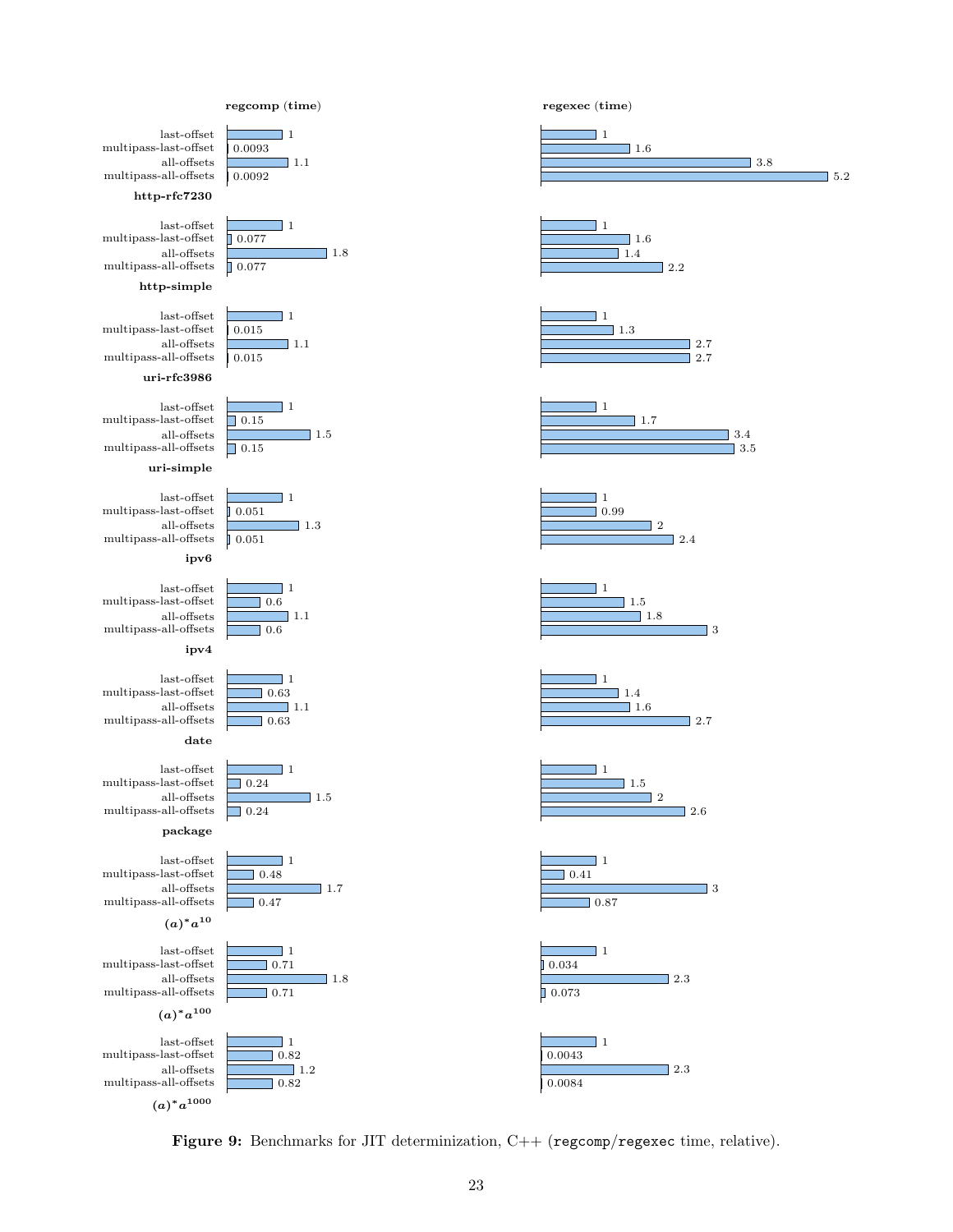| Benchmark | Variant | regcomp (time) | regexec (time) |
| --- | --- | --- | --- |
| http-rfc7230 | last-offset | 1 | 1 |
| | multipass-last-offset | 0.0093 | 1.6 |
| | all-offsets | 1.1 | 3.8 |
| | multipass-all-offsets | 0.0092 | 5.2 |
| http-simple | last-offset | 1 | 1 |
| | multipass-last-offset | 0.077 | 1.6 |
| | all-offsets | 1.8 | 1.4 |
| | multipass-all-offsets | 0.077 | 2.2 |
| uri-rfc3986 | last-offset | 1 | 1 |
| | multipass-last-offset | 0.015 | 1.3 |
| | all-offsets | 1.1 | 2.7 |
| | multipass-all-offsets | 0.015 | 2.7 |
| uri-simple | last-offset | 1 | 1 |
| | multipass-last-offset | 0.15 | 1.7 |
| | all-offsets | 1.5 | 3.4 |
| | multipass-all-offsets | 0.15 | 3.5 |
| ipv6 | last-offset | 1 | 1 |
| | multipass-last-offset | 0.051 | 0.99 |
| | all-offsets | 1.3 | 2 |
| | multipass-all-offsets | 0.051 | 2.4 |
| ipv4 | last-offset | 1 | 1 |
| | multipass-last-offset | 0.6 | 1.5 |
| | all-offsets | 1.1 | 1.8 |
| | multipass-all-offsets | 0.6 | 3 |
| date | last-offset | 1 | 1 |
| | multipass-last-offset | 0.63 | 1.4 |
| | all-offsets | 1.1 | 1.6 |
| | multipass-all-offsets | 0.63 | 2.7 |
| package | last-offset | 1 | 1 |
| | multipass-last-offset | 0.24 | 1.5 |
| | all-offsets | 1.5 | 2 |
| | multipass-all-offsets | 0.24 | 2.6 |
| $(a)^*a^{10}$ | last-offset | 1 | 1 |
| | multipass-last-offset | 0.48 | 0.41 |
| | all-offsets | 1.7 | 3 |
| | multipass-all-offsets | 0.47 | 0.87 |
| $(a)^*a^{100}$ | last-offset | 1 | 1 |
| | multipass-last-offset | 0.71 | 0.034 |
| | all-offsets | 1.8 | 2.3 |
| | multipass-all-offsets | 0.71 | 0.073 |
| $(a)^*a^{1000}$ | last-offset | 1 | 1 |
| | multipass-last-offset | 0.82 | 0.0043 |
| | all-offsets | 1.2 | 2.3 |
| | multipass-all-offsets | 0.82 | 0.0084 |

**Figure 9:** Benchmarks for JIT determinization, C++ (`regcomp`/`regexec` time, relative).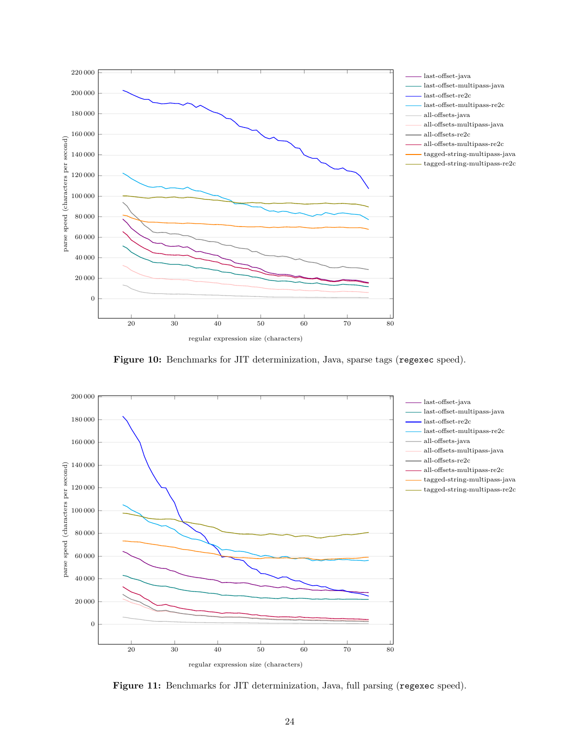Figure 10: Benchmarks for JIT determinization, Java, sparse tags (`regexec` speed).

Figure 11: Benchmarks for JIT determinization, Java, full parsing (`regexec` speed).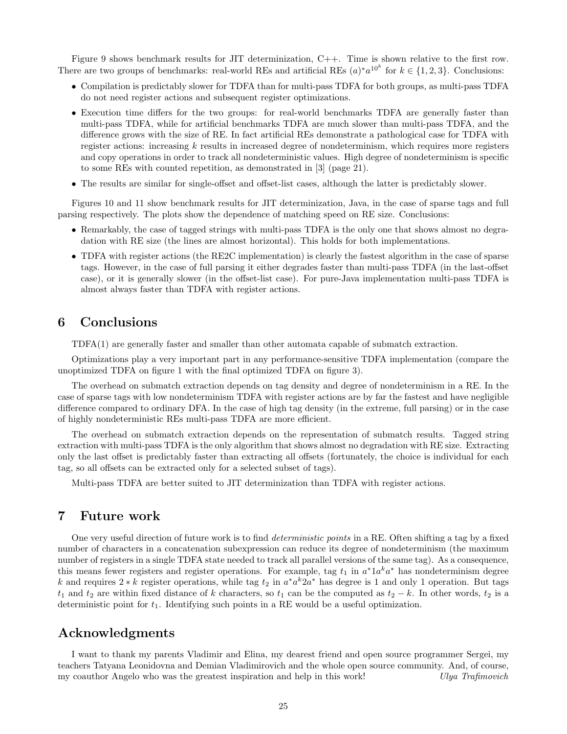Figure 9 shows benchmark results for JIT determinization, C++. Time is shown relative to the first row. There are two groups of benchmarks: real-world REs and artificial REs $(a)^*a^{10^k}$ for $k \in \{1, 2, 3\}$. Conclusions:

- Compilation is predictably slower for TDFA than for multi-pass TDFA for both groups, as multi-pass TDFA do not need register actions and subsequent register optimizations.
- Execution time differs for the two groups: for real-world benchmarks TDFA are generally faster than multi-pass TDFA, while for artificial benchmarks TDFA are much slower than multi-pass TDFA, and the difference grows with the size of RE. In fact artificial REs demonstrate a pathological case for TDFA with register actions: increasing $k$ results in increased degree of nondeterminism, which requires more registers and copy operations in order to track all nondeterministic values. High degree of nondeterminism is specific to some REs with counted repetition, as demonstrated in [3] (page 21).
- The results are similar for single-offset and offset-list cases, although the latter is predictably slower.

Figures 10 and 11 show benchmark results for JIT determinization, Java, in the case of sparse tags and full parsing respectively. The plots show the dependence of matching speed on RE size. Conclusions:

- Remarkably, the case of tagged strings with multi-pass TDFA is the only one that shows almost no degradation with RE size (the lines are almost horizontal). This holds for both implementations.
- TDFA with register actions (the RE2C implementation) is clearly the fastest algorithm in the case of sparse tags. However, in the case of full parsing it either degrades faster than multi-pass TDFA (in the last-offset case), or it is generally slower (in the offset-list case). For pure-Java implementation multi-pass TDFA is almost always faster than TDFA with register actions.

## 6 Conclusions

TDFA(1) are generally faster and smaller than other automata capable of submatch extraction.

Optimizations play a very important part in any performance-sensitive TDFA implementation (compare the unoptimized TDFA on figure 1 with the final optimized TDFA on figure 3).

The overhead on submatch extraction depends on tag density and degree of nondeterminism in a RE. In the case of sparse tags with low nondeterminism TDFA with register actions are by far the fastest and have negligible difference compared to ordinary DFA. In the case of high tag density (in the extreme, full parsing) or in the case of highly nondeterministic REs multi-pass TDFA are more efficient.

The overhead on submatch extraction depends on the representation of submatch results. Tagged string extraction with multi-pass TDFA is the only algorithm that shows almost no degradation with RE size. Extracting only the last offset is predictably faster than extracting all offsets (fortunately, the choice is individual for each tag, so all offsets can be extracted only for a selected subset of tags).

Multi-pass TDFA are better suited to JIT determinization than TDFA with register actions.

## 7 Future work

One very useful direction of future work is to find *deterministic points* in a RE. Often shifting a tag by a fixed number of characters in a concatenation subexpression can reduce its degree of nondeterminism (the maximum number of registers in a single TDFA state needed to track all parallel versions of the same tag). As a consequence, this means fewer registers and register operations. For example, tag $t_1$ in $a^*1a^ka^*$ has nondeterminism degree $k$ and requires $2 * k$ register operations, while tag $t_2$ in $a^*a^k2a^*$ has degree is 1 and only 1 operation. But tags $t_1$ and $t_2$ are within fixed distance of $k$ characters, so $t_1$ can be the computed as $t_2 - k$. In other words, $t_2$ is a deterministic point for $t_1$. Identifying such points in a RE would be a useful optimization.

## Acknowledgments

I want to thank my parents Vladimir and Elina, my dearest friend and open source programmer Sergei, my teachers Tatyana Leonidovna and Demian Vladimirovich and the whole open source community. And, of course, my coauthor Angelo who was the greatest inspiration and help in this work! *Ulya Trafimovich*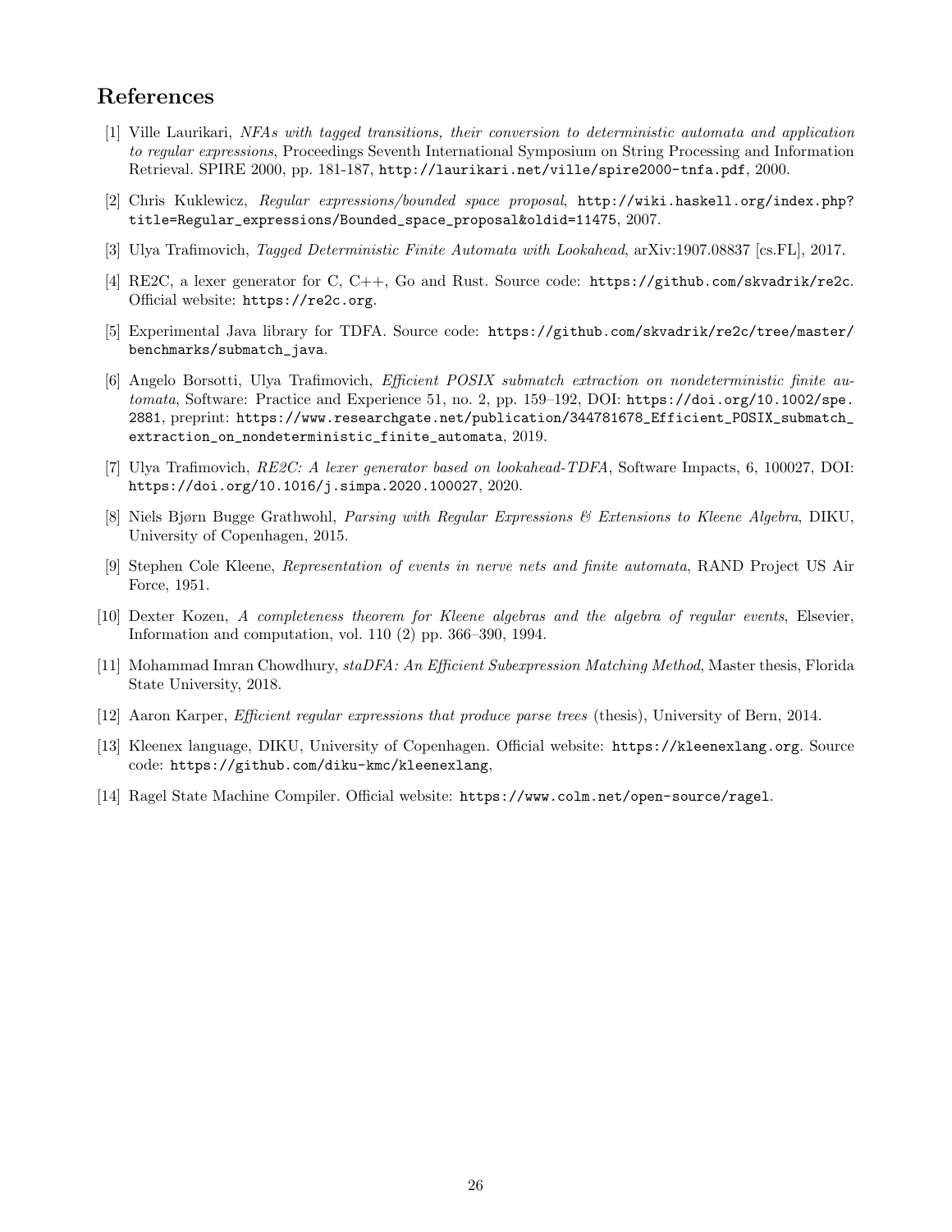# References

[1] Ville Laurikari, *NFAs with tagged transitions, their conversion to deterministic automata and application to regular expressions*, Proceedings Seventh International Symposium on String Processing and Information Retrieval. SPIRE 2000, pp. 181-187, http://laurikari.net/ville/spire2000-tnfa.pdf, 2000.

[2] Chris Kuklewicz, *Regular expressions/bounded space proposal*, http://wiki.haskell.org/index.php?title=Regular_expressions/Bounded_space_proposal&oldid=11475, 2007.

[3] Ulya Trafimovich, *Tagged Deterministic Finite Automata with Lookahead*, arXiv:1907.08837 [cs.FL], 2017.

[4] RE2C, a lexer generator for C, C++, Go and Rust. Source code: https://github.com/skvadrik/re2c. Official website: https://re2c.org.

[5] Experimental Java library for TDFA. Source code: https://github.com/skvadrik/re2c/tree/master/benchmarks/submatch_java.

[6] Angelo Borsotti, Ulya Trafimovich, *Efficient POSIX submatch extraction on nondeterministic finite automata*, Software: Practice and Experience 51, no. 2, pp. 159–192, DOI: https://doi.org/10.1002/spe.2881, preprint: https://www.researchgate.net/publication/344781678_Efficient_POSIX_submatch_extraction_on_nondeterministic_finite_automata, 2019.

[7] Ulya Trafimovich, *RE2C: A lexer generator based on lookahead-TDFA*, Software Impacts, 6, 100027, DOI: https://doi.org/10.1016/j.simpa.2020.100027, 2020.

[8] Niels Bjørn Bugge Grathwohl, *Parsing with Regular Expressions & Extensions to Kleene Algebra*, DIKU, University of Copenhagen, 2015.

[9] Stephen Cole Kleene, *Representation of events in nerve nets and finite automata*, RAND Project US Air Force, 1951.

[10] Dexter Kozen, *A completeness theorem for Kleene algebras and the algebra of regular events*, Elsevier, Information and computation, vol. 110 (2) pp. 366–390, 1994.

[11] Mohammad Imran Chowdhury, *staDFA: An Efficient Subexpression Matching Method*, Master thesis, Florida State University, 2018.

[12] Aaron Karper, *Efficient regular expressions that produce parse trees* (thesis), University of Bern, 2014.

[13] Kleenex language, DIKU, University of Copenhagen. Official website: https://kleenexlang.org. Source code: https://github.com/diku-kmc/kleenexlang,

[14] Ragel State Machine Compiler. Official website: https://www.colm.net/open-source/ragel.